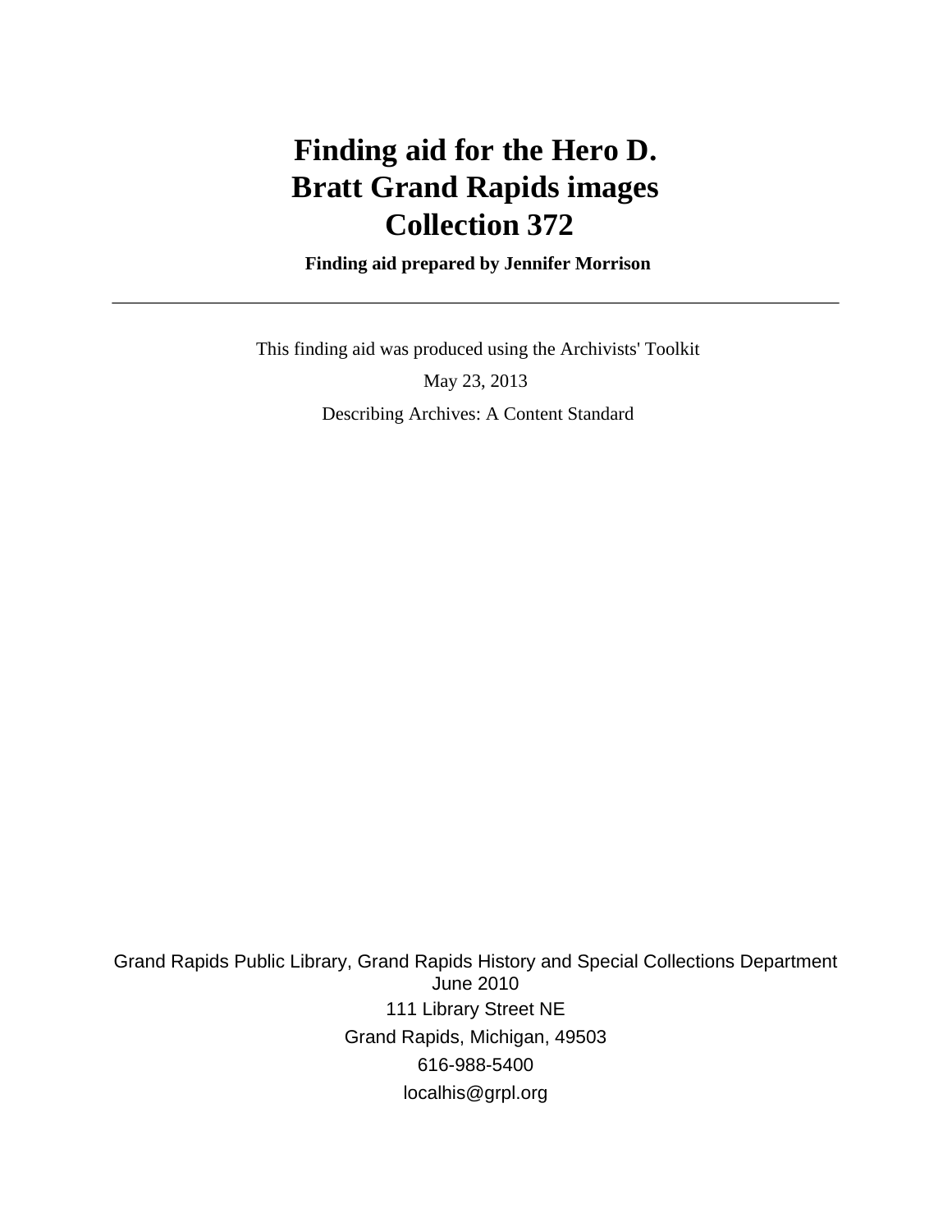# Finding aid for the Hero D. Bratt Grand Rapids images Collection 372

**Finding aid prepared by Jennifer Morrison**

---

This finding aid was produced using the Archivists' Toolkit

May 23, 2013

Describing Archives: A Content Standard

Grand Rapids Public Library, Grand Rapids History and Special Collections Department
June 2010

111 Library Street NE

Grand Rapids, Michigan, 49503

616-988-5400

localhis@grpl.org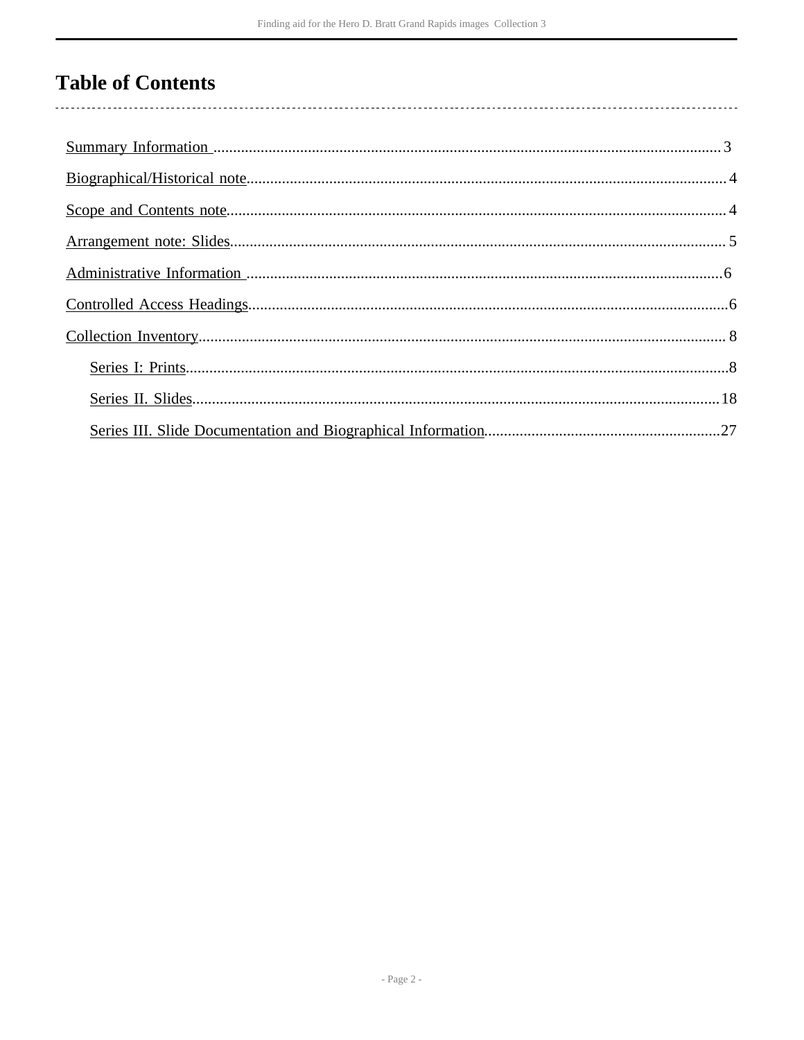# Table of Contents

- Summary Information ........ 3
- Biographical/Historical note ........ 4
- Scope and Contents note ........ 4
- Arrangement note: Slides ........ 5
- Administrative Information ........ 6
- Controlled Access Headings ........ 6
- Collection Inventory ........ 8
  - Series I: Prints ........ 8
  - Series II. Slides ........ 18
  - Series III. Slide Documentation and Biographical Information ........ 27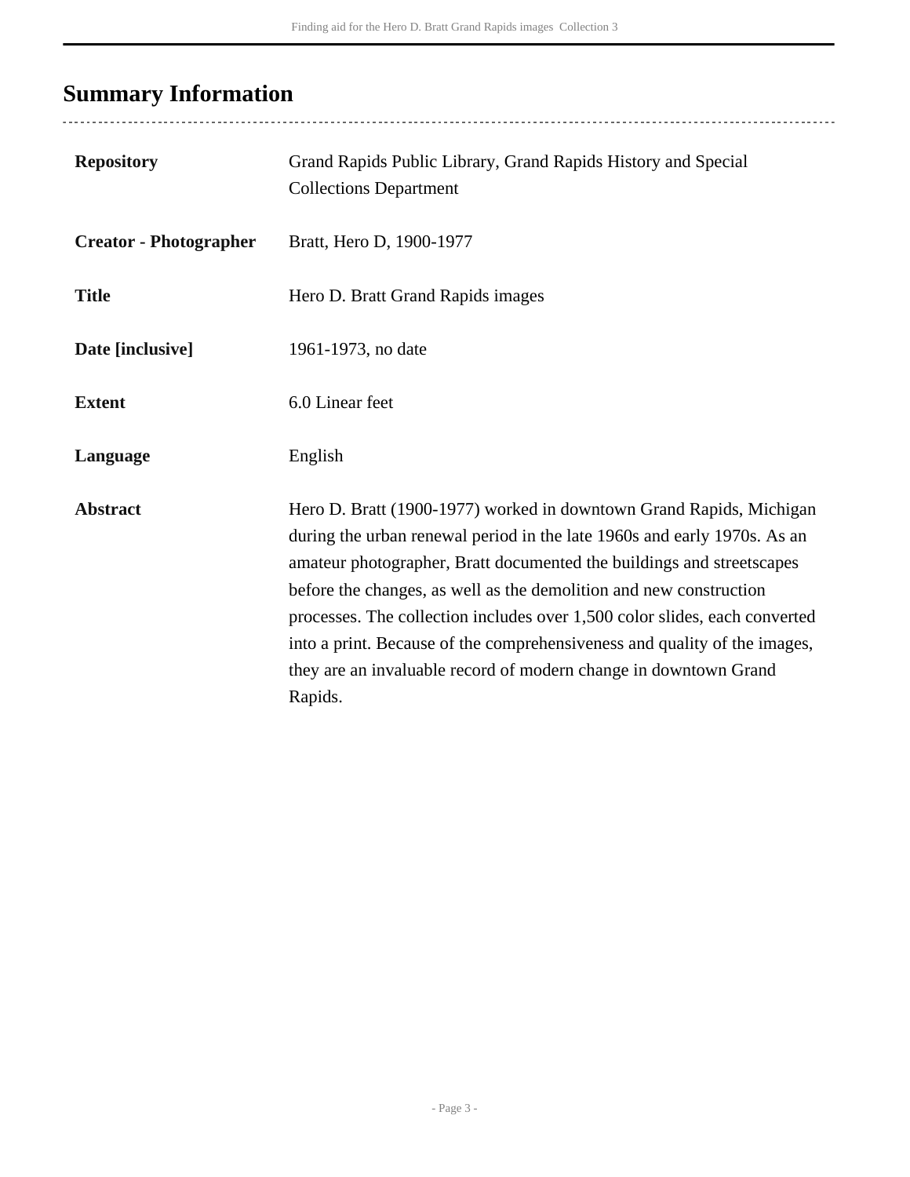## Summary Information

| | |
|---|---|
| **Repository** | Grand Rapids Public Library, Grand Rapids History and Special Collections Department |
| **Creator - Photographer** | Bratt, Hero D, 1900-1977 |
| **Title** | Hero D. Bratt Grand Rapids images |
| **Date [inclusive]** | 1961-1973, no date |
| **Extent** | 6.0 Linear feet |
| **Language** | English |
| **Abstract** | Hero D. Bratt (1900-1977) worked in downtown Grand Rapids, Michigan during the urban renewal period in the late 1960s and early 1970s. As an amateur photographer, Bratt documented the buildings and streetscapes before the changes, as well as the demolition and new construction processes. The collection includes over 1,500 color slides, each converted into a print. Because of the comprehensiveness and quality of the images, they are an invaluable record of modern change in downtown Grand Rapids. |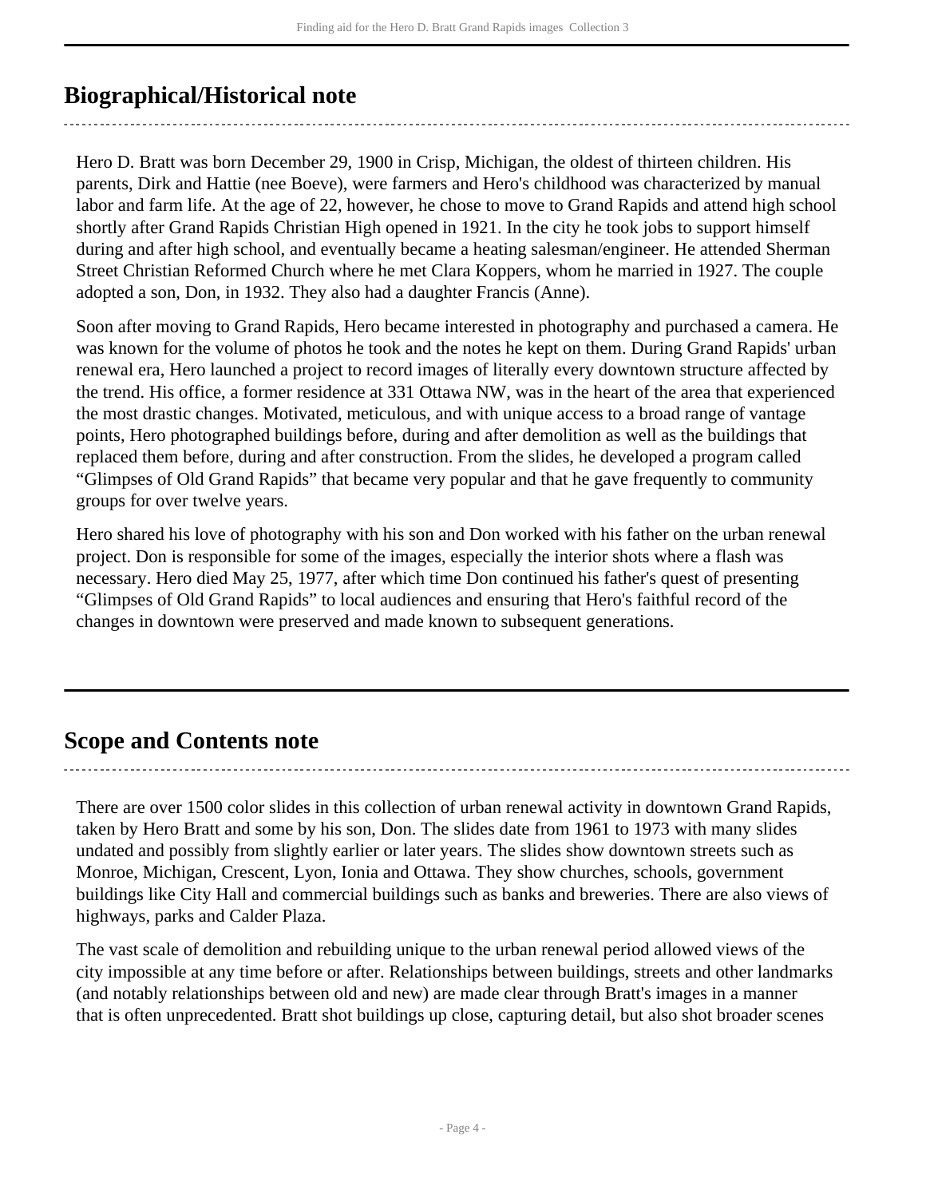## Biographical/Historical note

Hero D. Bratt was born December 29, 1900 in Crisp, Michigan, the oldest of thirteen children. His parents, Dirk and Hattie (nee Boeve), were farmers and Hero's childhood was characterized by manual labor and farm life. At the age of 22, however, he chose to move to Grand Rapids and attend high school shortly after Grand Rapids Christian High opened in 1921. In the city he took jobs to support himself during and after high school, and eventually became a heating salesman/engineer. He attended Sherman Street Christian Reformed Church where he met Clara Koppers, whom he married in 1927. The couple adopted a son, Don, in 1932. They also had a daughter Francis (Anne).

Soon after moving to Grand Rapids, Hero became interested in photography and purchased a camera. He was known for the volume of photos he took and the notes he kept on them. During Grand Rapids' urban renewal era, Hero launched a project to record images of literally every downtown structure affected by the trend. His office, a former residence at 331 Ottawa NW, was in the heart of the area that experienced the most drastic changes. Motivated, meticulous, and with unique access to a broad range of vantage points, Hero photographed buildings before, during and after demolition as well as the buildings that replaced them before, during and after construction. From the slides, he developed a program called “Glimpses of Old Grand Rapids” that became very popular and that he gave frequently to community groups for over twelve years.

Hero shared his love of photography with his son and Don worked with his father on the urban renewal project. Don is responsible for some of the images, especially the interior shots where a flash was necessary. Hero died May 25, 1977, after which time Don continued his father's quest of presenting “Glimpses of Old Grand Rapids” to local audiences and ensuring that Hero's faithful record of the changes in downtown were preserved and made known to subsequent generations.

## Scope and Contents note

There are over 1500 color slides in this collection of urban renewal activity in downtown Grand Rapids, taken by Hero Bratt and some by his son, Don. The slides date from 1961 to 1973 with many slides undated and possibly from slightly earlier or later years. The slides show downtown streets such as Monroe, Michigan, Crescent, Lyon, Ionia and Ottawa. They show churches, schools, government buildings like City Hall and commercial buildings such as banks and breweries. There are also views of highways, parks and Calder Plaza.

The vast scale of demolition and rebuilding unique to the urban renewal period allowed views of the city impossible at any time before or after. Relationships between buildings, streets and other landmarks (and notably relationships between old and new) are made clear through Bratt's images in a manner that is often unprecedented. Bratt shot buildings up close, capturing detail, but also shot broader scenes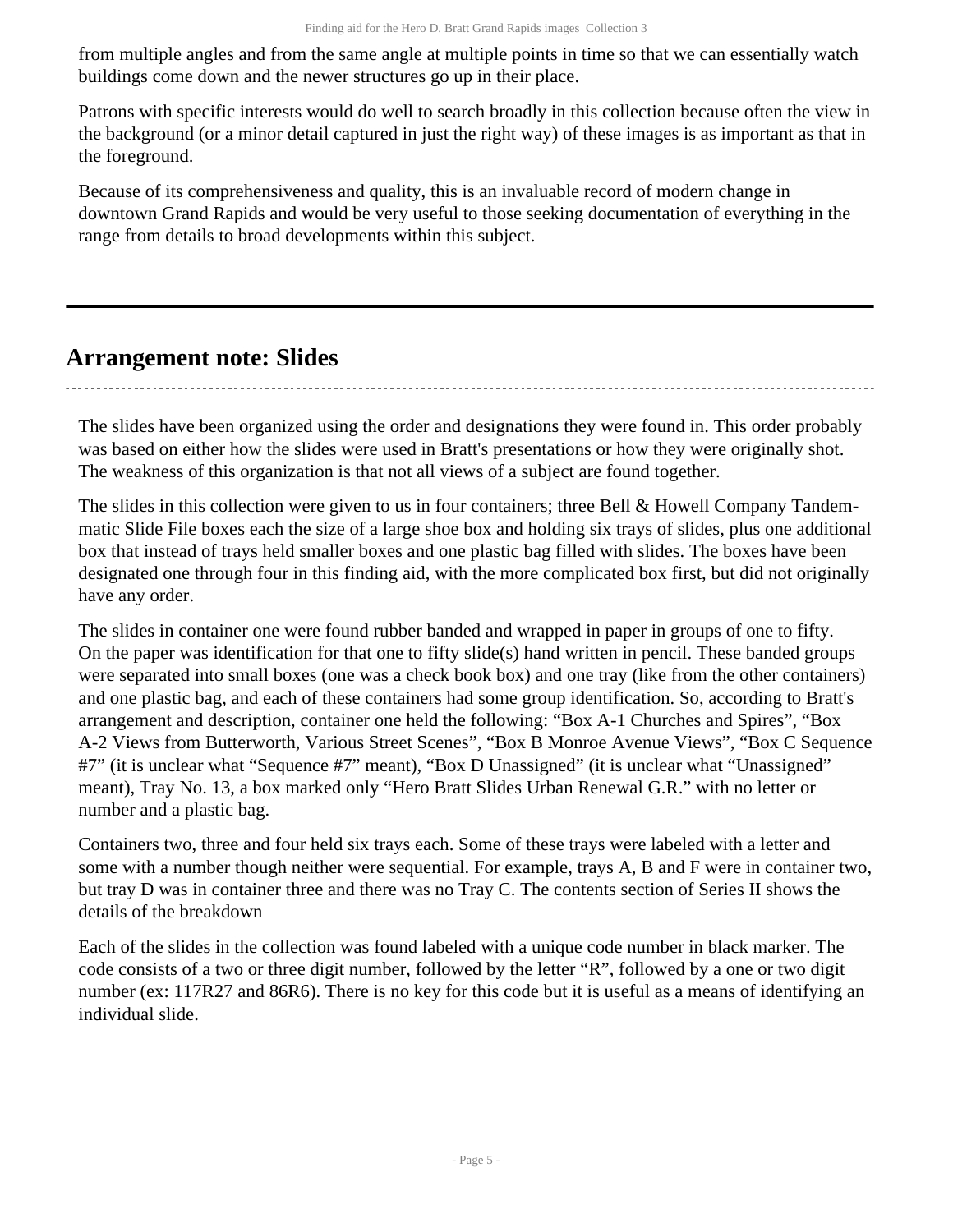from multiple angles and from the same angle at multiple points in time so that we can essentially watch buildings come down and the newer structures go up in their place.

Patrons with specific interests would do well to search broadly in this collection because often the view in the background (or a minor detail captured in just the right way) of these images is as important as that in the foreground.

Because of its comprehensiveness and quality, this is an invaluable record of modern change in downtown Grand Rapids and would be very useful to those seeking documentation of everything in the range from details to broad developments within this subject.

---

## Arrangement note: Slides

The slides have been organized using the order and designations they were found in. This order probably was based on either how the slides were used in Bratt's presentations or how they were originally shot. The weakness of this organization is that not all views of a subject are found together.

The slides in this collection were given to us in four containers; three Bell & Howell Company Tandem-matic Slide File boxes each the size of a large shoe box and holding six trays of slides, plus one additional box that instead of trays held smaller boxes and one plastic bag filled with slides. The boxes have been designated one through four in this finding aid, with the more complicated box first, but did not originally have any order.

The slides in container one were found rubber banded and wrapped in paper in groups of one to fifty. On the paper was identification for that one to fifty slide(s) hand written in pencil. These banded groups were separated into small boxes (one was a check book box) and one tray (like from the other containers) and one plastic bag, and each of these containers had some group identification. So, according to Bratt's arrangement and description, container one held the following: "Box A-1 Churches and Spires", "Box A-2 Views from Butterworth, Various Street Scenes", "Box B Monroe Avenue Views", "Box C Sequence #7" (it is unclear what "Sequence #7" meant), "Box D Unassigned" (it is unclear what "Unassigned" meant), Tray No. 13, a box marked only "Hero Bratt Slides Urban Renewal G.R." with no letter or number and a plastic bag.

Containers two, three and four held six trays each. Some of these trays were labeled with a letter and some with a number though neither were sequential. For example, trays A, B and F were in container two, but tray D was in container three and there was no Tray C. The contents section of Series II shows the details of the breakdown

Each of the slides in the collection was found labeled with a unique code number in black marker. The code consists of a two or three digit number, followed by the letter "R", followed by a one or two digit number (ex: 117R27 and 86R6). There is no key for this code but it is useful as a means of identifying an individual slide.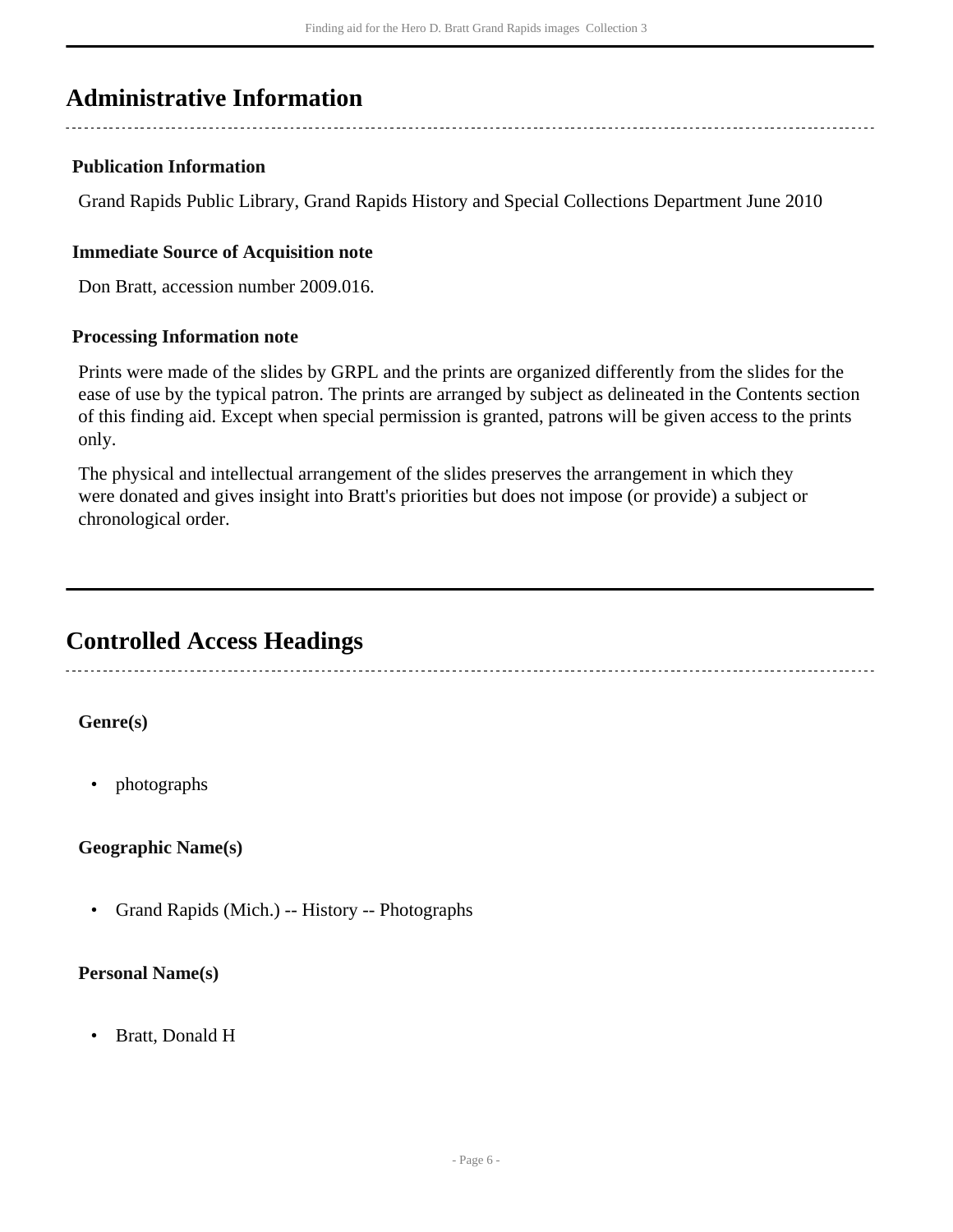## Administrative Information

### Publication Information

Grand Rapids Public Library, Grand Rapids History and Special Collections Department June 2010

### Immediate Source of Acquisition note

Don Bratt, accession number 2009.016.

### Processing Information note

Prints were made of the slides by GRPL and the prints are organized differently from the slides for the ease of use by the typical patron. The prints are arranged by subject as delineated in the Contents section of this finding aid. Except when special permission is granted, patrons will be given access to the prints only.

The physical and intellectual arrangement of the slides preserves the arrangement in which they were donated and gives insight into Bratt's priorities but does not impose (or provide) a subject or chronological order.

## Controlled Access Headings

**Genre(s)**

- photographs

**Geographic Name(s)**

- Grand Rapids (Mich.) -- History -- Photographs

**Personal Name(s)**

- Bratt, Donald H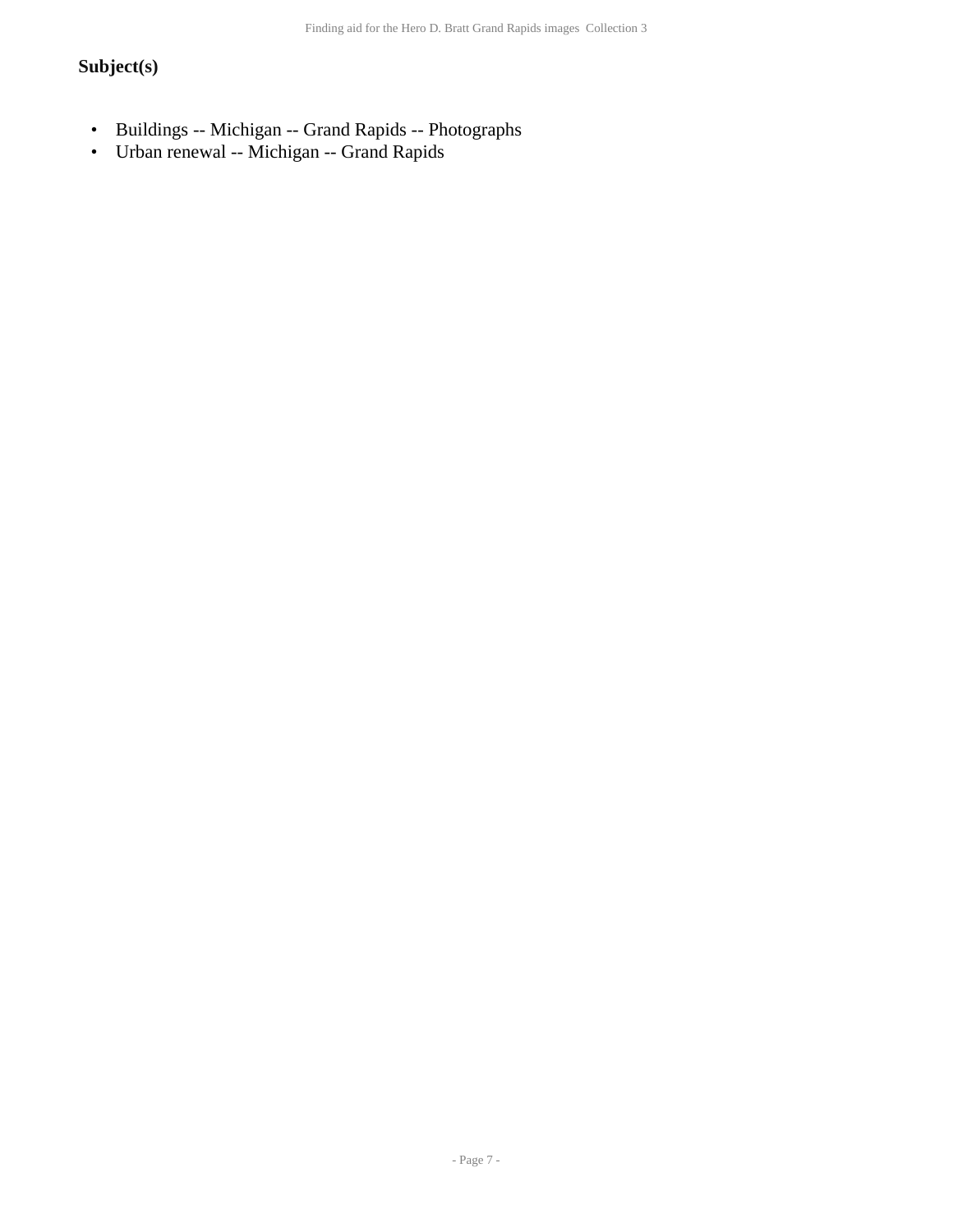## Subject(s)

- Buildings -- Michigan -- Grand Rapids -- Photographs
- Urban renewal -- Michigan -- Grand Rapids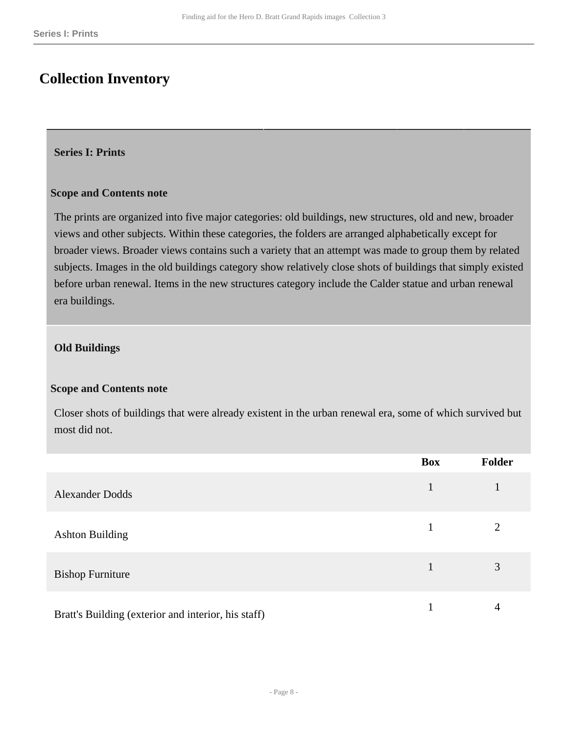# Collection Inventory

## Series I: Prints

### Scope and Contents note

The prints are organized into five major categories: old buildings, new structures, old and new, broader views and other subjects. Within these categories, the folders are arranged alphabetically except for broader views. Broader views contains such a variety that an attempt was made to group them by related subjects. Images in the old buildings category show relatively close shots of buildings that simply existed before urban renewal. Items in the new structures category include the Calder statue and urban renewal era buildings.

### Old Buildings

#### Scope and Contents note

Closer shots of buildings that were already existent in the urban renewal era, some of which survived but most did not.

| | Box | Folder |
|---|---|---|
| Alexander Dodds | 1 | 1 |
| Ashton Building | 1 | 2 |
| Bishop Furniture | 1 | 3 |
| Bratt's Building (exterior and interior, his staff) | 1 | 4 |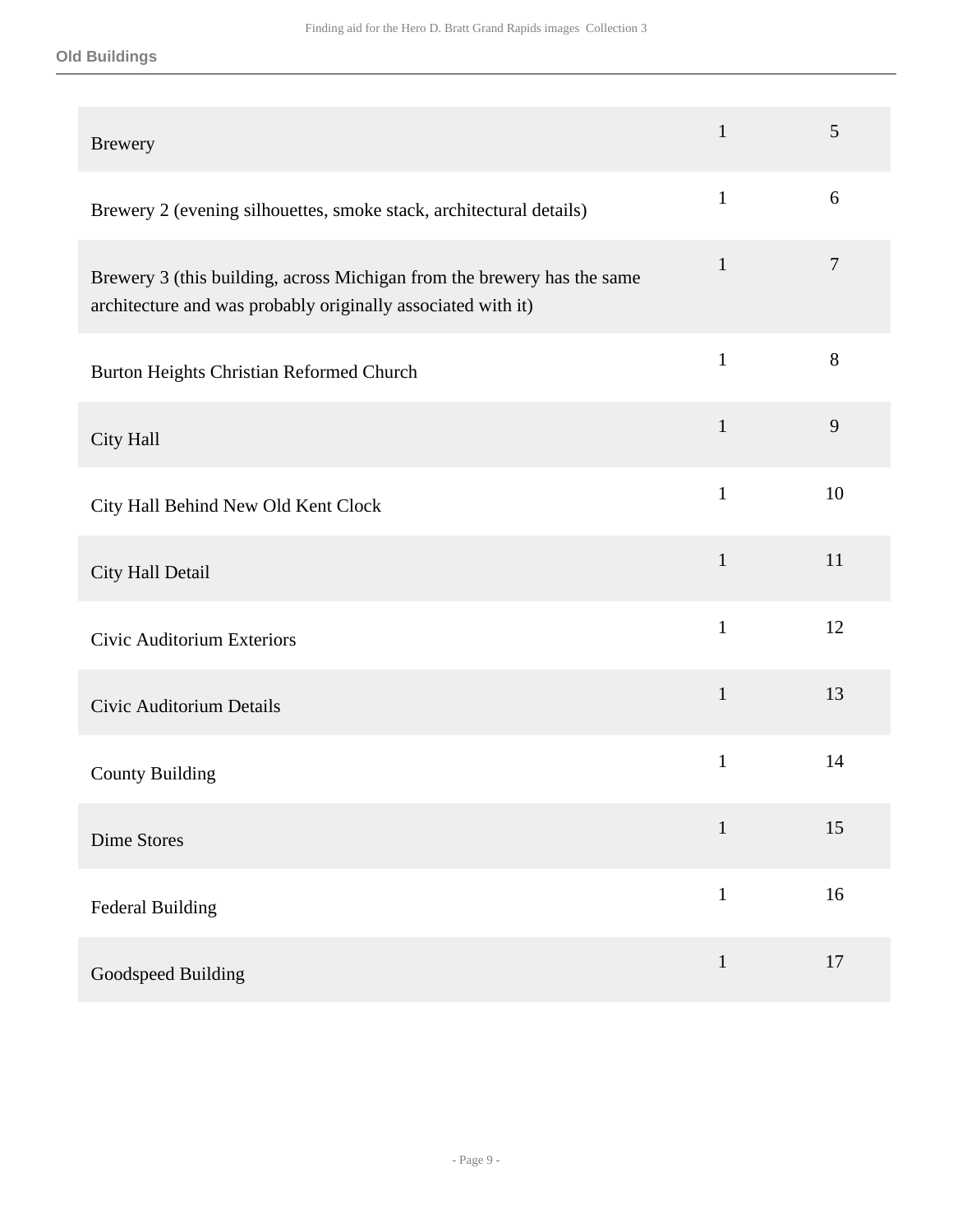### Old Buildings

| | | |
|---|---|---|
| Brewery | 1 | 5 |
| Brewery 2 (evening silhouettes, smoke stack, architectural details) | 1 | 6 |
| Brewery 3 (this building, across Michigan from the brewery has the same architecture and was probably originally associated with it) | 1 | 7 |
| Burton Heights Christian Reformed Church | 1 | 8 |
| City Hall | 1 | 9 |
| City Hall Behind New Old Kent Clock | 1 | 10 |
| City Hall Detail | 1 | 11 |
| Civic Auditorium Exteriors | 1 | 12 |
| Civic Auditorium Details | 1 | 13 |
| County Building | 1 | 14 |
| Dime Stores | 1 | 15 |
| Federal Building | 1 | 16 |
| Goodspeed Building | 1 | 17 |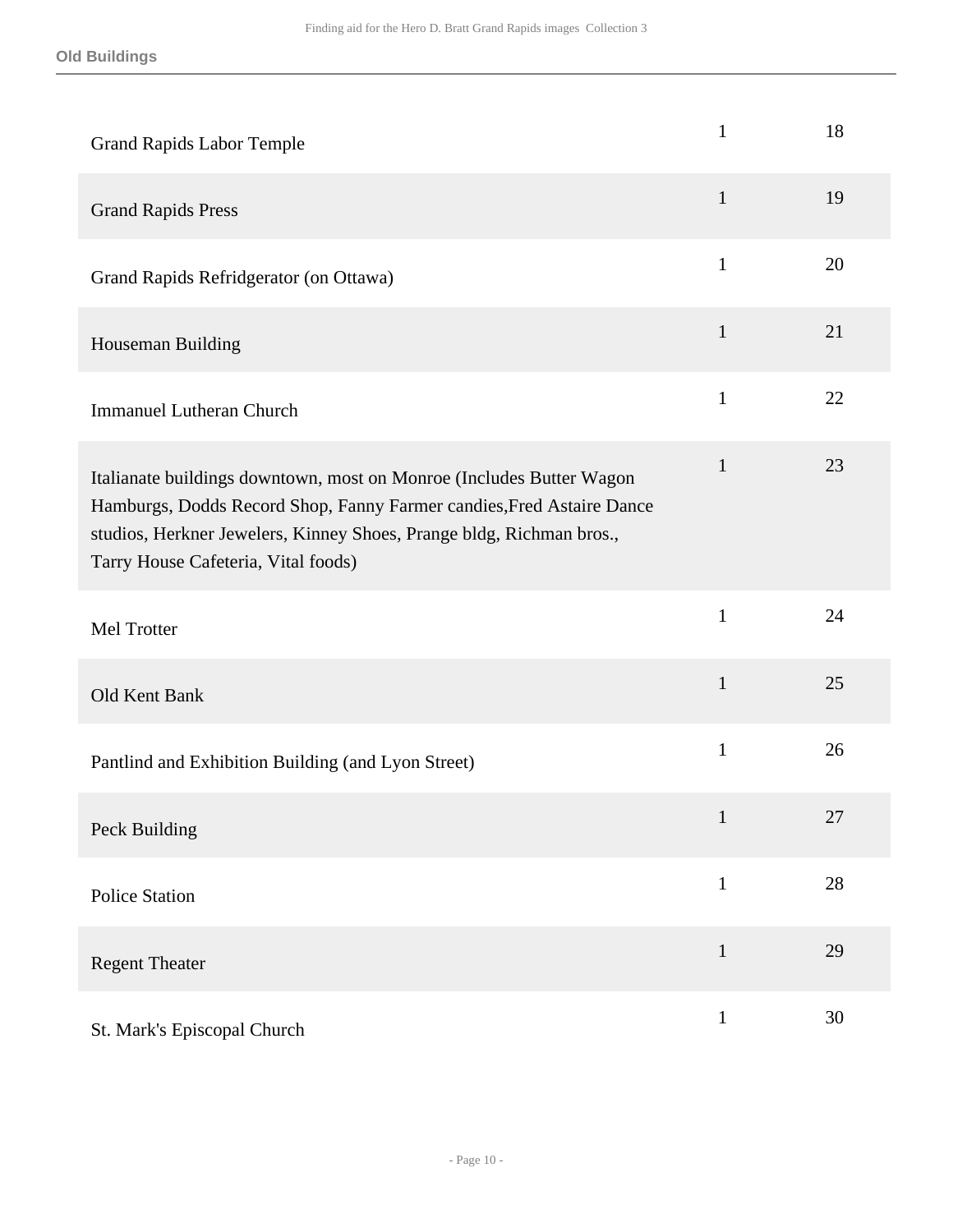**Old Buildings**

| | | |
|---|---|---|
| Grand Rapids Labor Temple | 1 | 18 |
| Grand Rapids Press | 1 | 19 |
| Grand Rapids Refridgerator (on Ottawa) | 1 | 20 |
| Houseman Building | 1 | 21 |
| Immanuel Lutheran Church | 1 | 22 |
| Italianate buildings downtown, most on Monroe (Includes Butter Wagon Hamburgs, Dodds Record Shop, Fanny Farmer candies,Fred Astaire Dance studios, Herkner Jewelers, Kinney Shoes, Prange bldg, Richman bros., Tarry House Cafeteria, Vital foods) | 1 | 23 |
| Mel Trotter | 1 | 24 |
| Old Kent Bank | 1 | 25 |
| Pantlind and Exhibition Building (and Lyon Street) | 1 | 26 |
| Peck Building | 1 | 27 |
| Police Station | 1 | 28 |
| Regent Theater | 1 | 29 |
| St. Mark's Episcopal Church | 1 | 30 |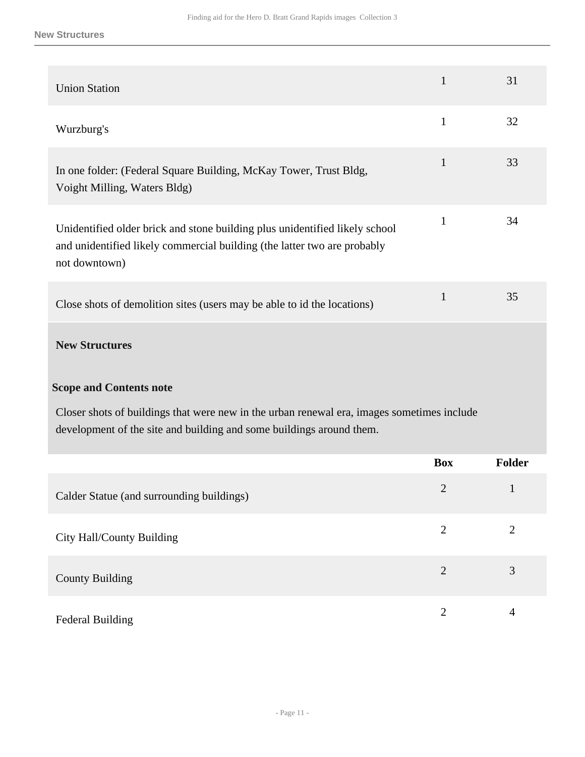| | | |
|---|---|---|
| Union Station | 1 | 31 |
| Wurzburg's | 1 | 32 |
| In one folder: (Federal Square Building, McKay Tower, Trust Bldg, Voight Milling, Waters Bldg) | 1 | 33 |
| Unidentified older brick and stone building plus unidentified likely school and unidentified likely commercial building (the latter two are probably not downtown) | 1 | 34 |
| Close shots of demolition sites (users may be able to id the locations) | 1 | 35 |

**New Structures**

**Scope and Contents note**

Closer shots of buildings that were new in the urban renewal era, images sometimes include development of the site and building and some buildings around them.

| | Box | Folder |
|---|---|---|
| Calder Statue (and surrounding buildings) | 2 | 1 |
| City Hall/County Building | 2 | 2 |
| County Building | 2 | 3 |
| Federal Building | 2 | 4 |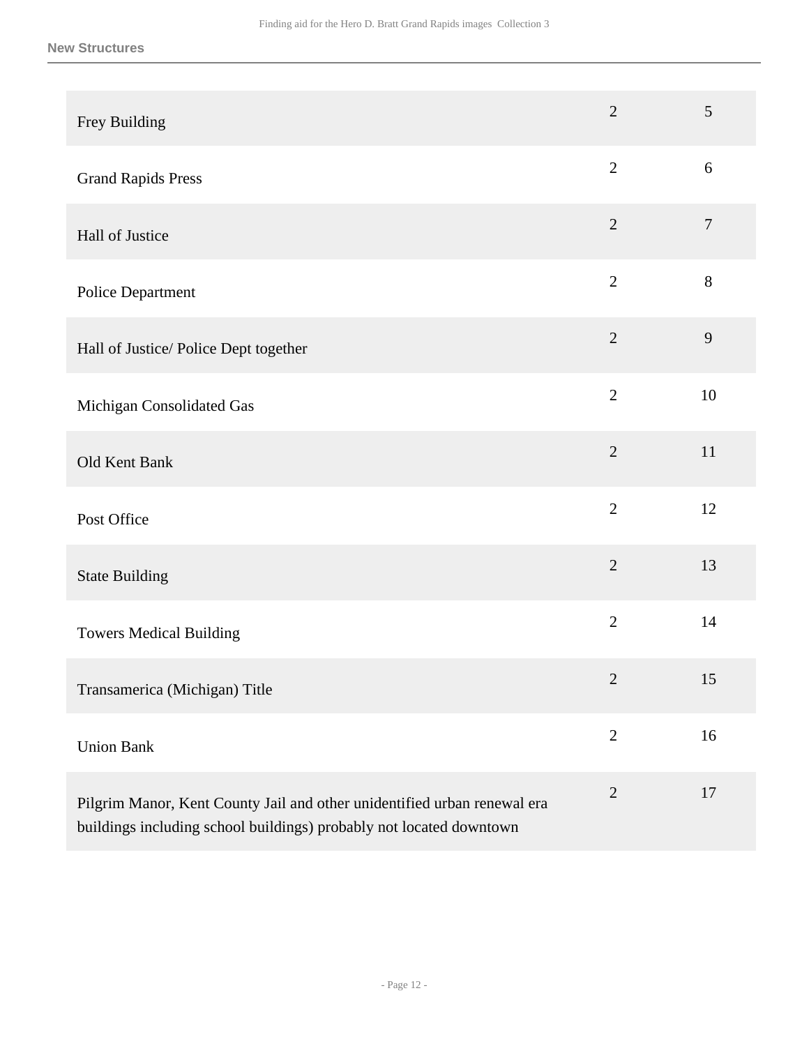**New Structures**

| | | |
|---|---|---|
| Frey Building | 2 | 5 |
| Grand Rapids Press | 2 | 6 |
| Hall of Justice | 2 | 7 |
| Police Department | 2 | 8 |
| Hall of Justice/ Police Dept together | 2 | 9 |
| Michigan Consolidated Gas | 2 | 10 |
| Old Kent Bank | 2 | 11 |
| Post Office | 2 | 12 |
| State Building | 2 | 13 |
| Towers Medical Building | 2 | 14 |
| Transamerica (Michigan) Title | 2 | 15 |
| Union Bank | 2 | 16 |
| Pilgrim Manor, Kent County Jail and other unidentified urban renewal era buildings including school buildings) probably not located downtown | 2 | 17 |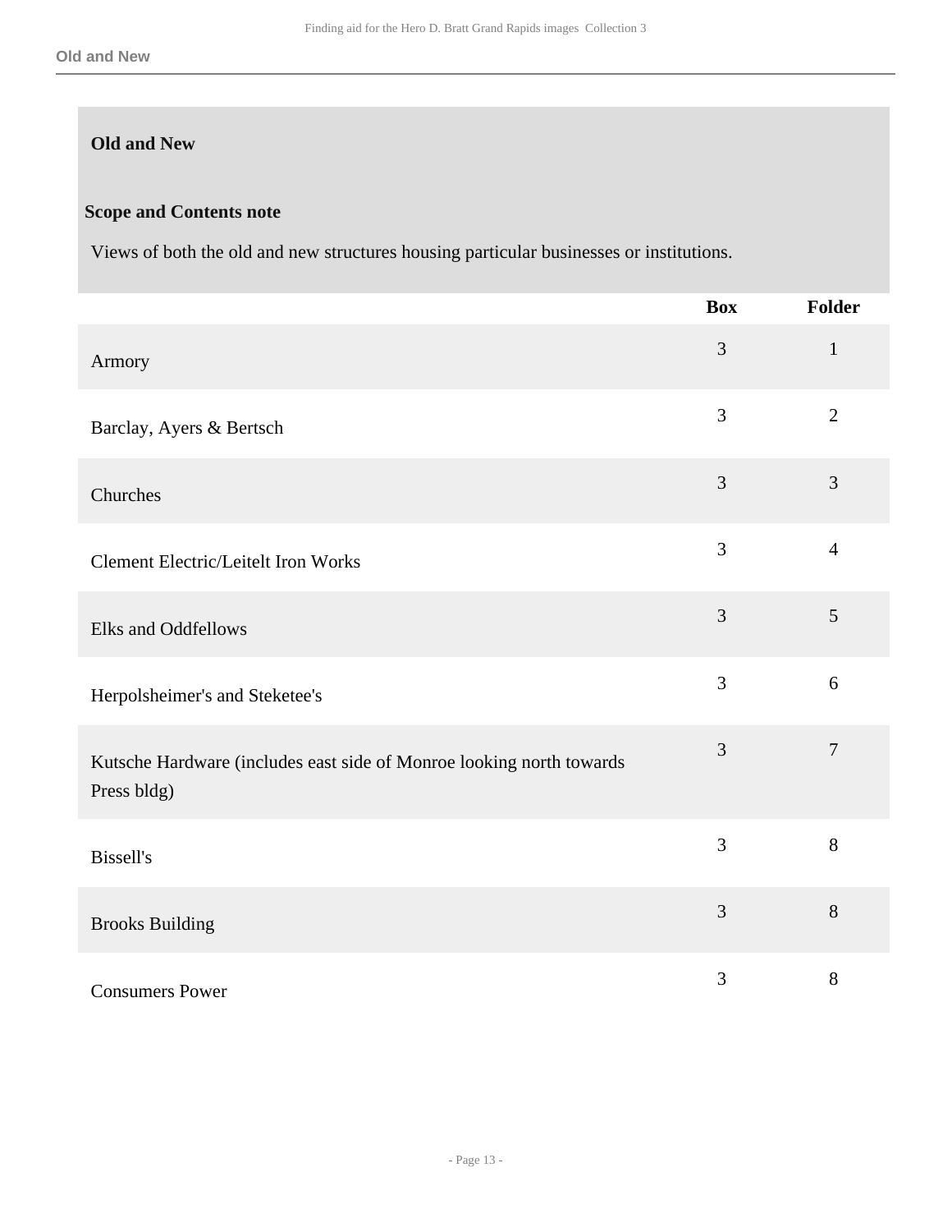## Old and New

### Scope and Contents note

Views of both the old and new structures housing particular businesses or institutions.

| | Box | Folder |
|---|---|---|
| Armory | 3 | 1 |
| Barclay, Ayers & Bertsch | 3 | 2 |
| Churches | 3 | 3 |
| Clement Electric/Leitelt Iron Works | 3 | 4 |
| Elks and Oddfellows | 3 | 5 |
| Herpolsheimer's and Steketee's | 3 | 6 |
| Kutsche Hardware (includes east side of Monroe looking north towards Press bldg) | 3 | 7 |
| Bissell's | 3 | 8 |
| Brooks Building | 3 | 8 |
| Consumers Power | 3 | 8 |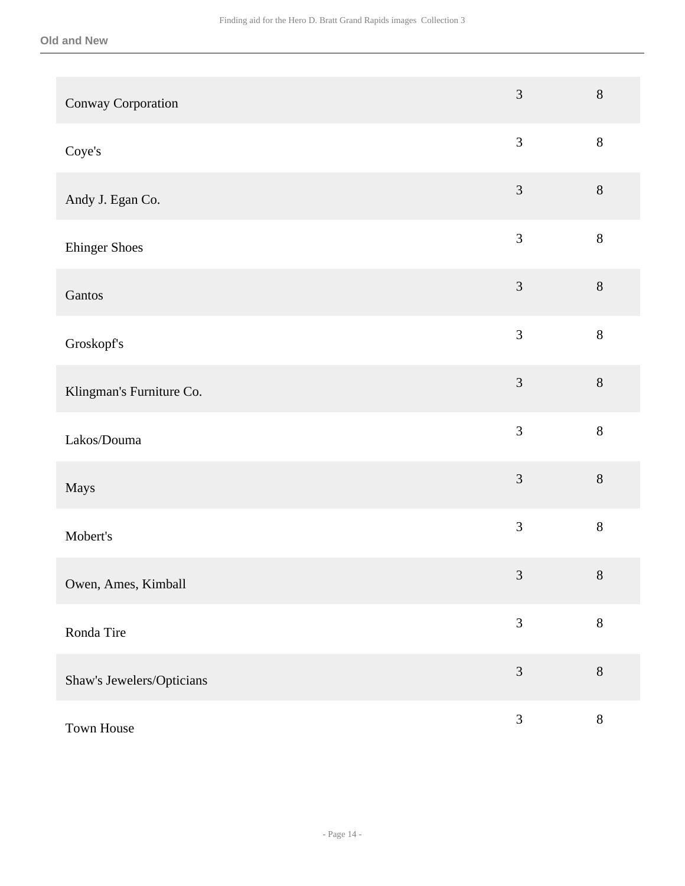| | | |
|---|---|---|
| Conway Corporation | 3 | 8 |
| Coye's | 3 | 8 |
| Andy J. Egan Co. | 3 | 8 |
| Ehinger Shoes | 3 | 8 |
| Gantos | 3 | 8 |
| Groskopf's | 3 | 8 |
| Klingman's Furniture Co. | 3 | 8 |
| Lakos/Douma | 3 | 8 |
| Mays | 3 | 8 |
| Mobert's | 3 | 8 |
| Owen, Ames, Kimball | 3 | 8 |
| Ronda Tire | 3 | 8 |
| Shaw's Jewelers/Opticians | 3 | 8 |
| Town House | 3 | 8 |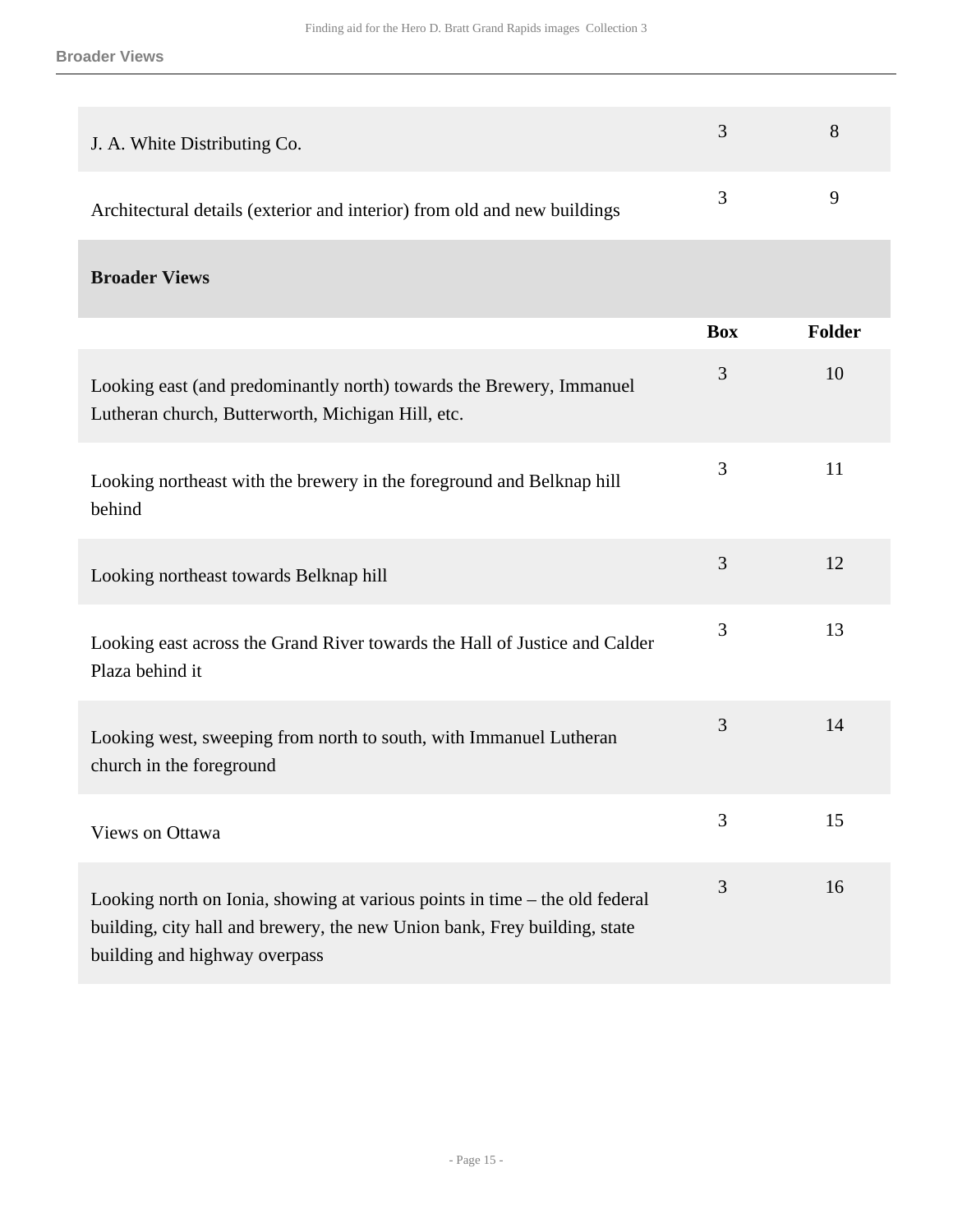| | Box | Folder |
|---|---|---|
| J. A. White Distributing Co. | 3 | 8 |
| Architectural details (exterior and interior) from old and new buildings | 3 | 9 |

### Broader Views

| | Box | Folder |
|---|---|---|
| Looking east (and predominantly north) towards the Brewery, Immanuel Lutheran church, Butterworth, Michigan Hill, etc. | 3 | 10 |
| Looking northeast with the brewery in the foreground and Belknap hill behind | 3 | 11 |
| Looking northeast towards Belknap hill | 3 | 12 |
| Looking east across the Grand River towards the Hall of Justice and Calder Plaza behind it | 3 | 13 |
| Looking west, sweeping from north to south, with Immanuel Lutheran church in the foreground | 3 | 14 |
| Views on Ottawa | 3 | 15 |
| Looking north on Ionia, showing at various points in time – the old federal building, city hall and brewery, the new Union bank, Frey building, state building and highway overpass | 3 | 16 |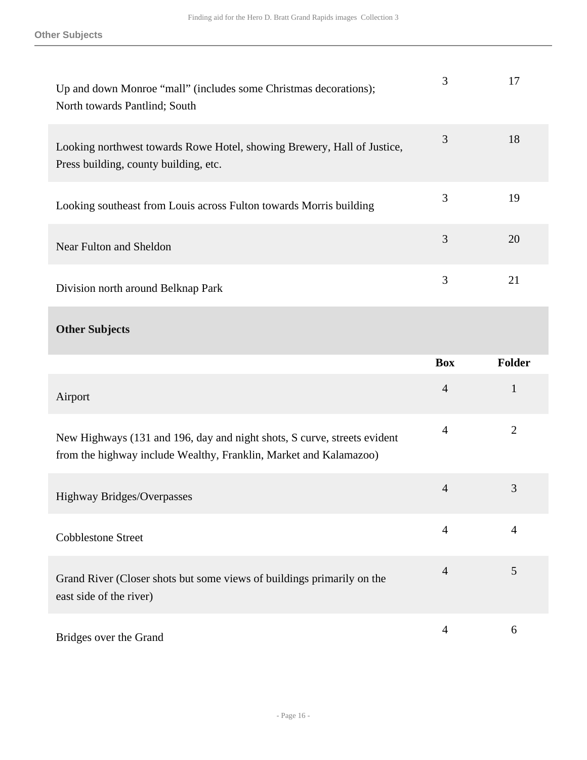| | Box | Folder |
|---|---|---|
| Up and down Monroe “mall” (includes some Christmas decorations); North towards Pantlind; South | 3 | 17 |
| Looking northwest towards Rowe Hotel, showing Brewery, Hall of Justice, Press building, county building, etc. | 3 | 18 |
| Looking southeast from Louis across Fulton towards Morris building | 3 | 19 |
| Near Fulton and Sheldon | 3 | 20 |
| Division north around Belknap Park | 3 | 21 |

**Other Subjects**

| | Box | Folder |
|---|---|---|
| Airport | 4 | 1 |
| New Highways (131 and 196, day and night shots, S curve, streets evident from the highway include Wealthy, Franklin, Market and Kalamazoo) | 4 | 2 |
| Highway Bridges/Overpasses | 4 | 3 |
| Cobblestone Street | 4 | 4 |
| Grand River (Closer shots but some views of buildings primarily on the east side of the river) | 4 | 5 |
| Bridges over the Grand | 4 | 6 |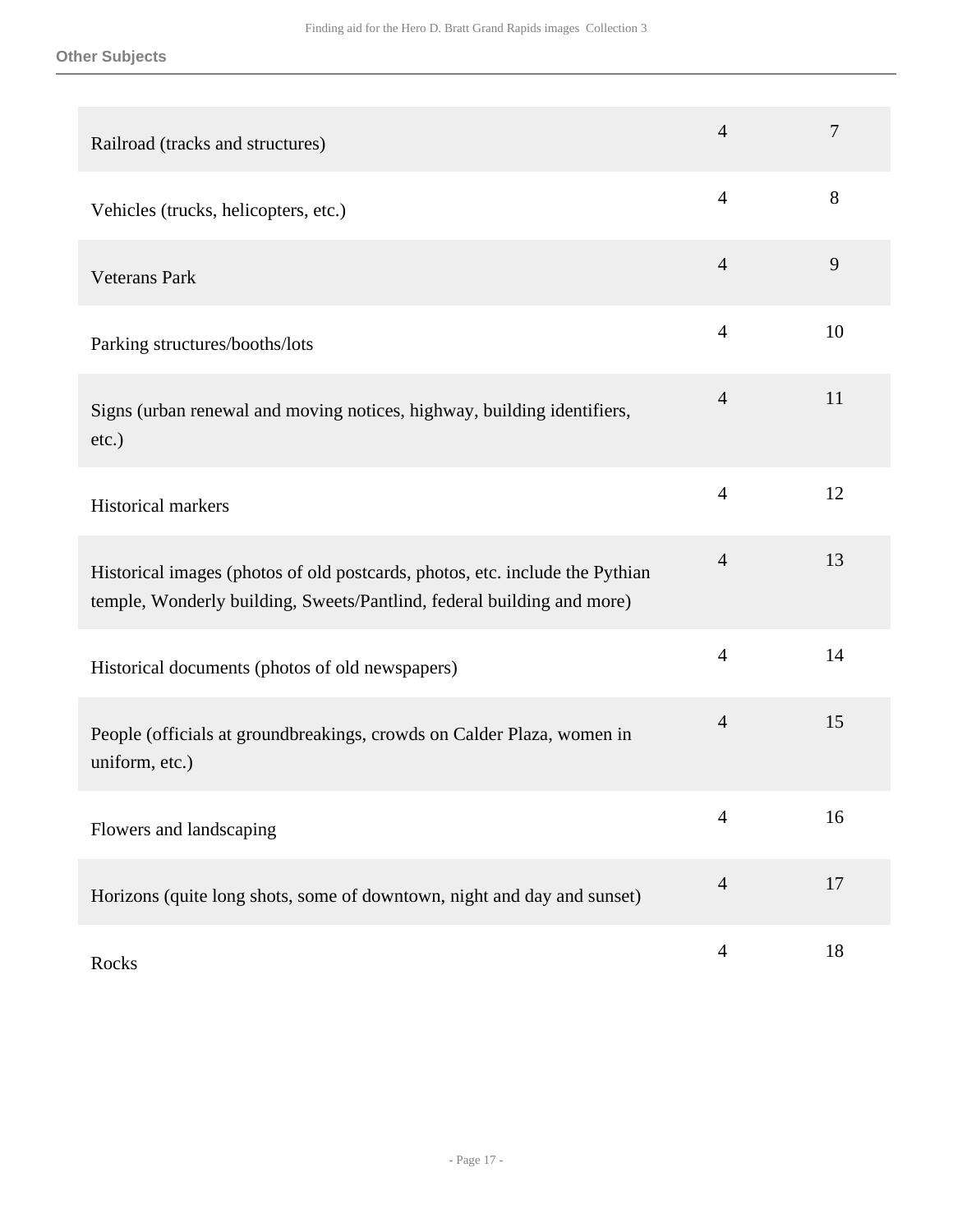### Other Subjects

| | | |
|---|---|---|
| Railroad (tracks and structures) | 4 | 7 |
| Vehicles (trucks, helicopters, etc.) | 4 | 8 |
| Veterans Park | 4 | 9 |
| Parking structures/booths/lots | 4 | 10 |
| Signs (urban renewal and moving notices, highway, building identifiers, etc.) | 4 | 11 |
| Historical markers | 4 | 12 |
| Historical images (photos of old postcards, photos, etc. include the Pythian temple, Wonderly building, Sweets/Pantlind, federal building and more) | 4 | 13 |
| Historical documents (photos of old newspapers) | 4 | 14 |
| People (officials at groundbreakings, crowds on Calder Plaza, women in uniform, etc.) | 4 | 15 |
| Flowers and landscaping | 4 | 16 |
| Horizons (quite long shots, some of downtown, night and day and sunset) | 4 | 17 |
| Rocks | 4 | 18 |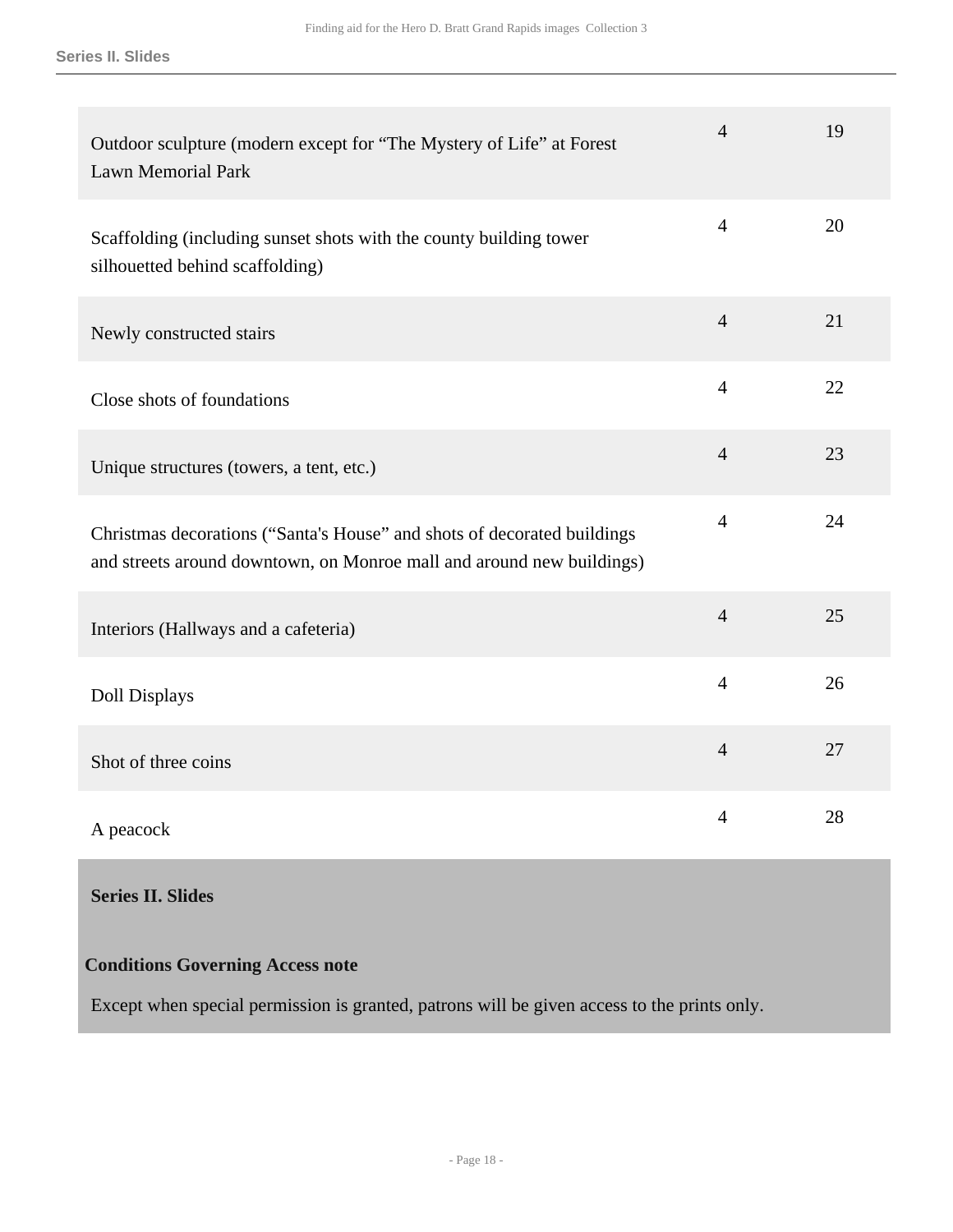| | | |
|---|---|---|
| Outdoor sculpture (modern except for “The Mystery of Life” at Forest Lawn Memorial Park | 4 | 19 |
| Scaffolding (including sunset shots with the county building tower silhouetted behind scaffolding) | 4 | 20 |
| Newly constructed stairs | 4 | 21 |
| Close shots of foundations | 4 | 22 |
| Unique structures (towers, a tent, etc.) | 4 | 23 |
| Christmas decorations (“Santa's House” and shots of decorated buildings and streets around downtown, on Monroe mall and around new buildings) | 4 | 24 |
| Interiors (Hallways and a cafeteria) | 4 | 25 |
| Doll Displays | 4 | 26 |
| Shot of three coins | 4 | 27 |
| A peacock | 4 | 28 |

## Series II. Slides

**Conditions Governing Access note**

Except when special permission is granted, patrons will be given access to the prints only.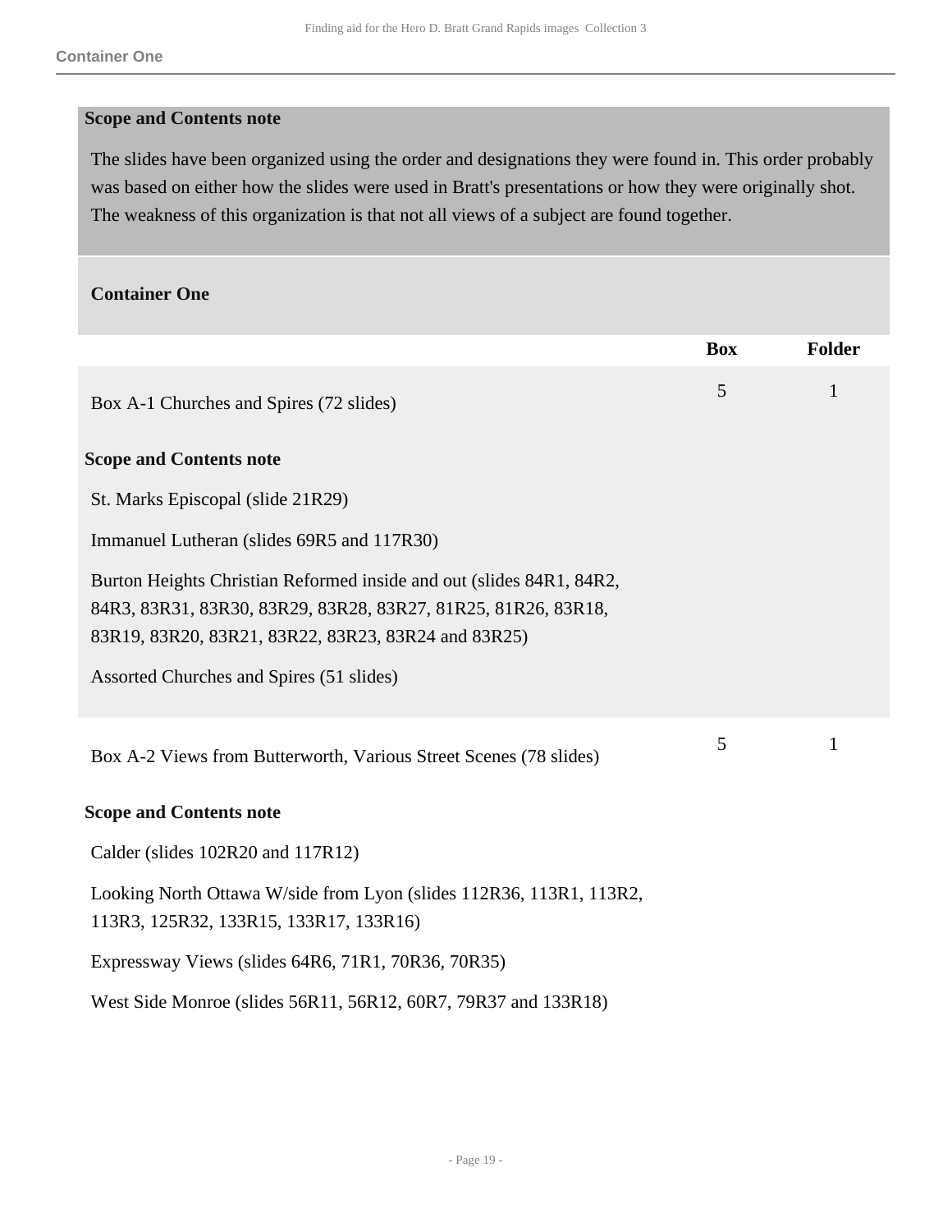**Scope and Contents note**

The slides have been organized using the order and designations they were found in. This order probably was based on either how the slides were used in Bratt's presentations or how they were originally shot. The weakness of this organization is that not all views of a subject are found together.

**Container One**

| | Box | Folder |
|---|---|---|
| Box A-1 Churches and Spires (72 slides) | 5 | 1 |

**Scope and Contents note**

St. Marks Episcopal (slide 21R29)

Immanuel Lutheran (slides 69R5 and 117R30)

Burton Heights Christian Reformed inside and out (slides 84R1, 84R2, 84R3, 83R31, 83R30, 83R29, 83R28, 83R27, 81R25, 81R26, 83R18, 83R19, 83R20, 83R21, 83R22, 83R23, 83R24 and 83R25)

Assorted Churches and Spires (51 slides)

| | Box | Folder |
|---|---|---|
| Box A-2 Views from Butterworth, Various Street Scenes (78 slides) | 5 | 1 |

**Scope and Contents note**

Calder (slides 102R20 and 117R12)

Looking North Ottawa W/side from Lyon (slides 112R36, 113R1, 113R2, 113R3, 125R32, 133R15, 133R17, 133R16)

Expressway Views (slides 64R6, 71R1, 70R36, 70R35)

West Side Monroe (slides 56R11, 56R12, 60R7, 79R37 and 133R18)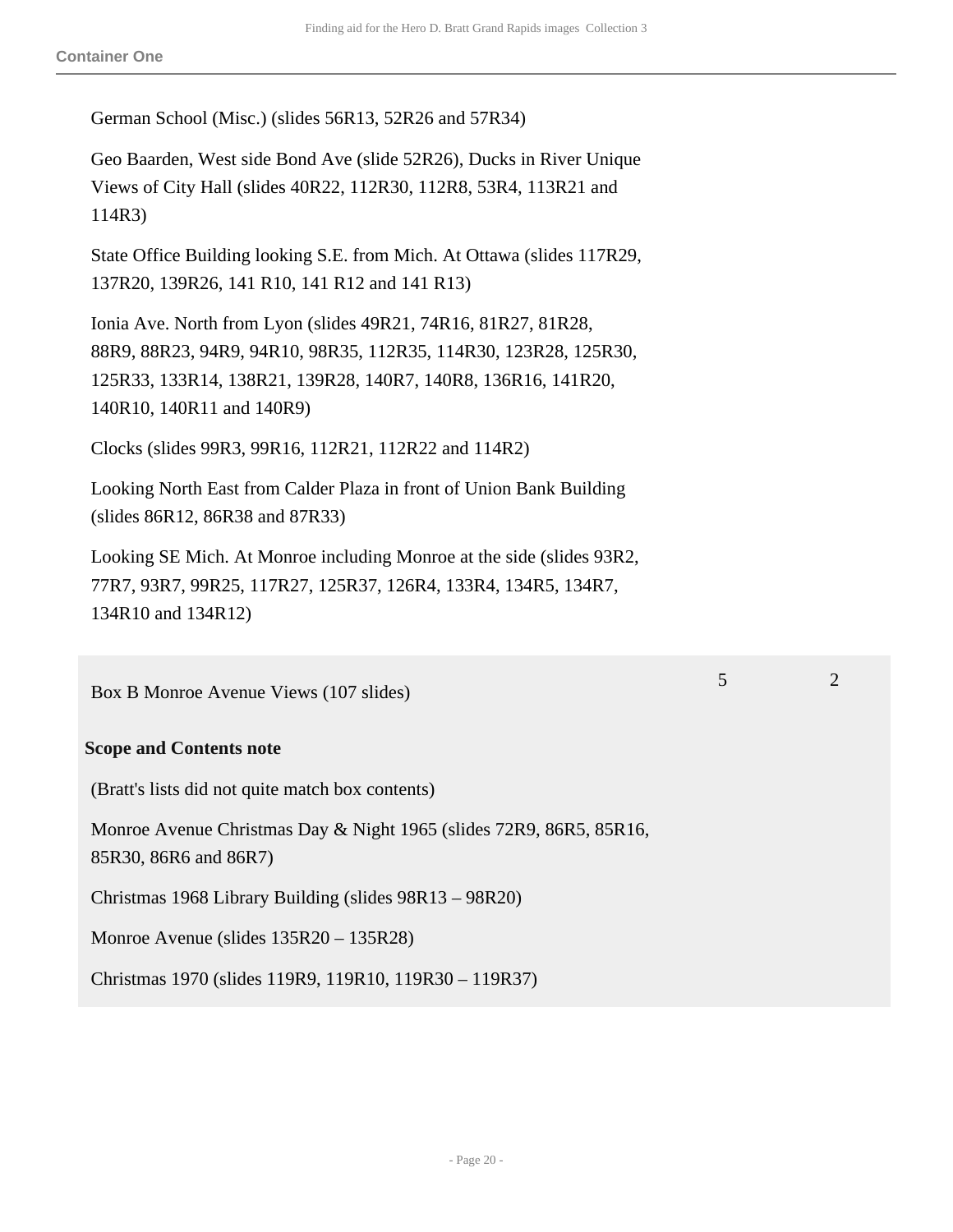German School (Misc.) (slides 56R13, 52R26 and 57R34)

Geo Baarden, West side Bond Ave (slide 52R26), Ducks in River Unique Views of City Hall (slides 40R22, 112R30, 112R8, 53R4, 113R21 and 114R3)

State Office Building looking S.E. from Mich. At Ottawa (slides 117R29, 137R20, 139R26, 141 R10, 141 R12 and 141 R13)

Ionia Ave. North from Lyon (slides 49R21, 74R16, 81R27, 81R28, 88R9, 88R23, 94R9, 94R10, 98R35, 112R35, 114R30, 123R28, 125R30, 125R33, 133R14, 138R21, 139R28, 140R7, 140R8, 136R16, 141R20, 140R10, 140R11 and 140R9)

Clocks (slides 99R3, 99R16, 112R21, 112R22 and 114R2)

Looking North East from Calder Plaza in front of Union Bank Building (slides 86R12, 86R38 and 87R33)

Looking SE Mich. At Monroe including Monroe at the side (slides 93R2, 77R7, 93R7, 99R25, 117R27, 125R37, 126R4, 133R4, 134R5, 134R7, 134R10 and 134R12)

| Box B Monroe Avenue Views (107 slides) | 5 | 2 |
|---|---|---|

**Scope and Contents note**

(Bratt's lists did not quite match box contents)

Monroe Avenue Christmas Day & Night 1965 (slides 72R9, 86R5, 85R16, 85R30, 86R6 and 86R7)

Christmas 1968 Library Building (slides 98R13 – 98R20)

Monroe Avenue (slides 135R20 – 135R28)

Christmas 1970 (slides 119R9, 119R10, 119R30 – 119R37)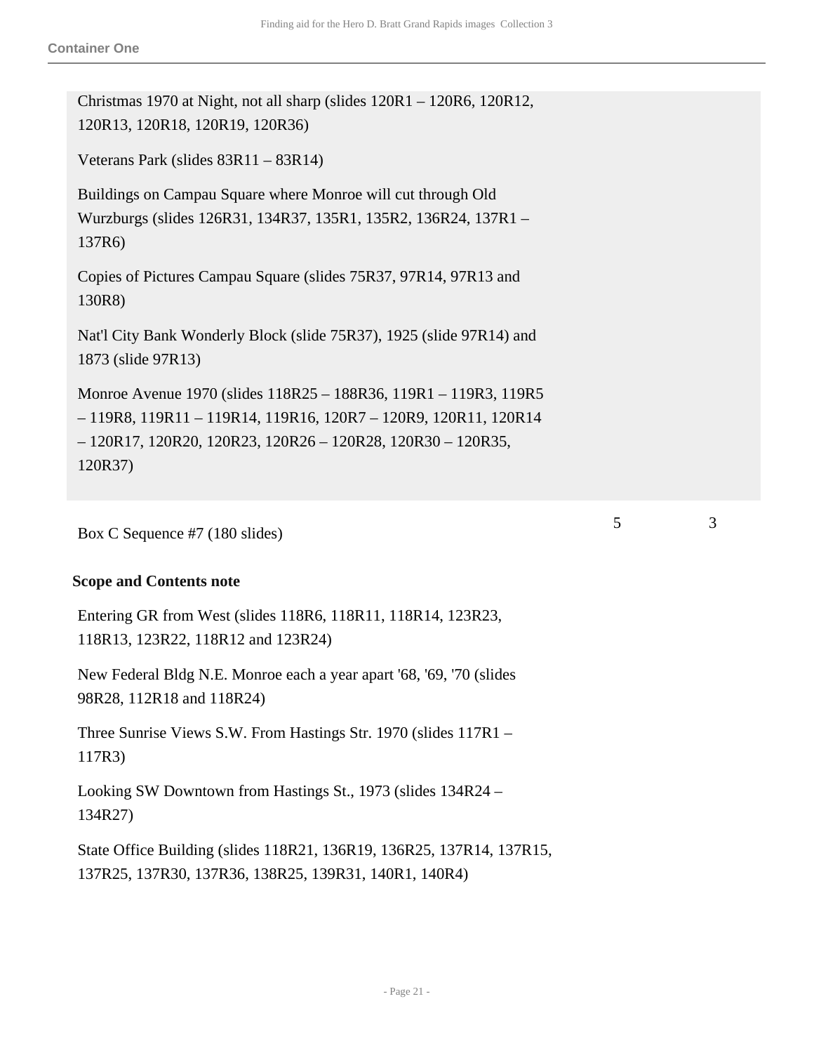Container One

Christmas 1970 at Night, not all sharp (slides 120R1 – 120R6, 120R12, 120R13, 120R18, 120R19, 120R36)

Veterans Park (slides 83R11 – 83R14)

Buildings on Campau Square where Monroe will cut through Old Wurzburgs (slides 126R31, 134R37, 135R1, 135R2, 136R24, 137R1 – 137R6)

Copies of Pictures Campau Square (slides 75R37, 97R14, 97R13 and 130R8)

Nat'l City Bank Wonderly Block (slide 75R37), 1925 (slide 97R14) and 1873 (slide 97R13)

Monroe Avenue 1970 (slides 118R25 – 188R36, 119R1 – 119R3, 119R5 – 119R8, 119R11 – 119R14, 119R16, 120R7 – 120R9, 120R11, 120R14 – 120R17, 120R20, 120R23, 120R26 – 120R28, 120R30 – 120R35, 120R37)

| | | |
|---|---|---|
| Box C Sequence #7 (180 slides) | 5 | 3 |

**Scope and Contents note**

Entering GR from West (slides 118R6, 118R11, 118R14, 123R23, 118R13, 123R22, 118R12 and 123R24)

New Federal Bldg N.E. Monroe each a year apart '68, '69, '70 (slides 98R28, 112R18 and 118R24)

Three Sunrise Views S.W. From Hastings Str. 1970 (slides 117R1 – 117R3)

Looking SW Downtown from Hastings St., 1973 (slides 134R24 – 134R27)

State Office Building (slides 118R21, 136R19, 136R25, 137R14, 137R15, 137R25, 137R30, 137R36, 138R25, 139R31, 140R1, 140R4)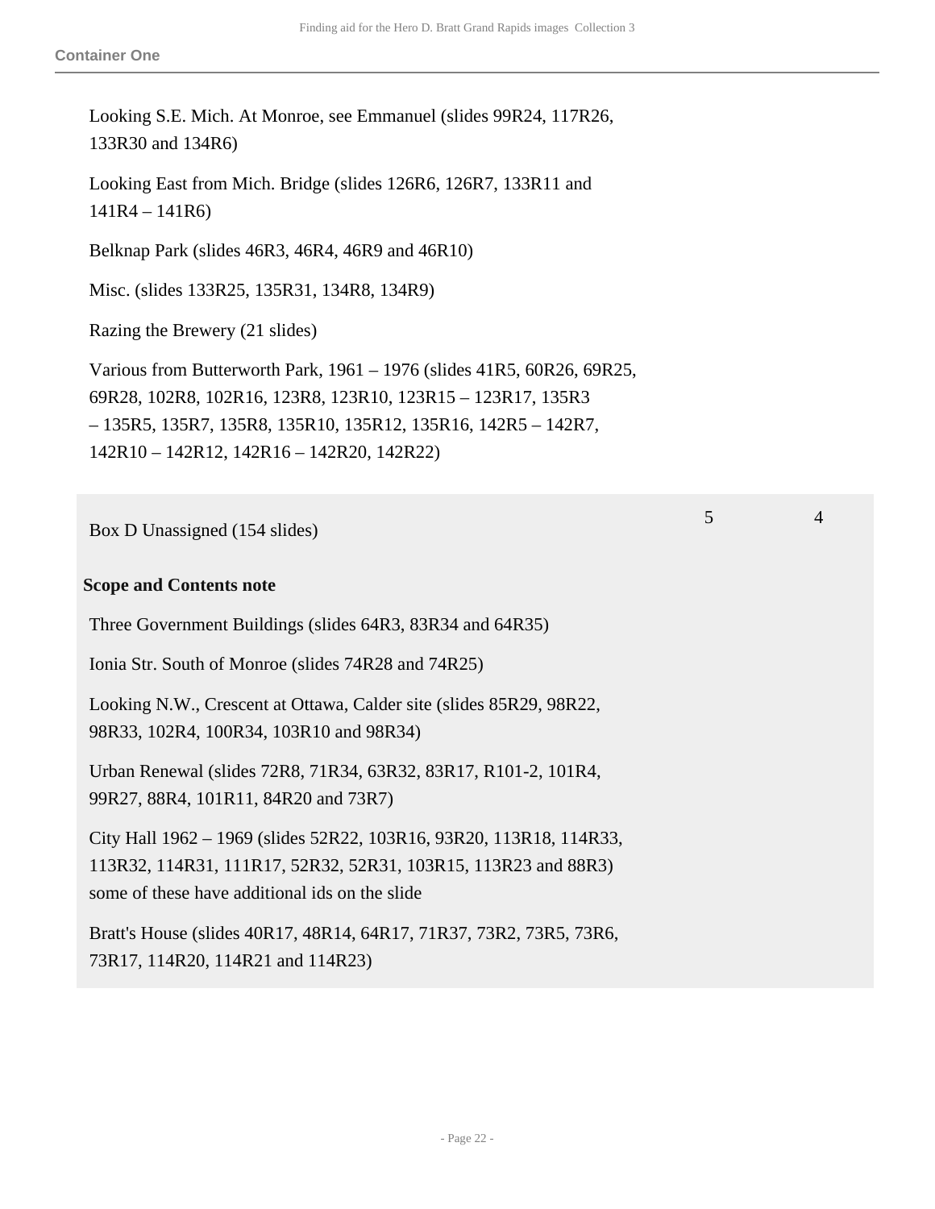**Container One**

Looking S.E. Mich. At Monroe, see Emmanuel (slides 99R24, 117R26, 133R30 and 134R6)

Looking East from Mich. Bridge (slides 126R6, 126R7, 133R11 and 141R4 – 141R6)

Belknap Park (slides 46R3, 46R4, 46R9 and 46R10)

Misc. (slides 133R25, 135R31, 134R8, 134R9)

Razing the Brewery (21 slides)

Various from Butterworth Park, 1961 – 1976 (slides 41R5, 60R26, 69R25, 69R28, 102R8, 102R16, 123R8, 123R10, 123R15 – 123R17, 135R3 – 135R5, 135R7, 135R8, 135R10, 135R12, 135R16, 142R5 – 142R7, 142R10 – 142R12, 142R16 – 142R20, 142R22)

| Box D Unassigned (154 slides) | 5 | 4 |
| --- | --- | --- |

**Scope and Contents note**

Three Government Buildings (slides 64R3, 83R34 and 64R35)

Ionia Str. South of Monroe (slides 74R28 and 74R25)

Looking N.W., Crescent at Ottawa, Calder site (slides 85R29, 98R22, 98R33, 102R4, 100R34, 103R10 and 98R34)

Urban Renewal (slides 72R8, 71R34, 63R32, 83R17, R101-2, 101R4, 99R27, 88R4, 101R11, 84R20 and 73R7)

City Hall 1962 – 1969 (slides 52R22, 103R16, 93R20, 113R18, 114R33, 113R32, 114R31, 111R17, 52R32, 52R31, 103R15, 113R23 and 88R3) some of these have additional ids on the slide

Bratt's House (slides 40R17, 48R14, 64R17, 71R37, 73R2, 73R5, 73R6, 73R17, 114R20, 114R21 and 114R23)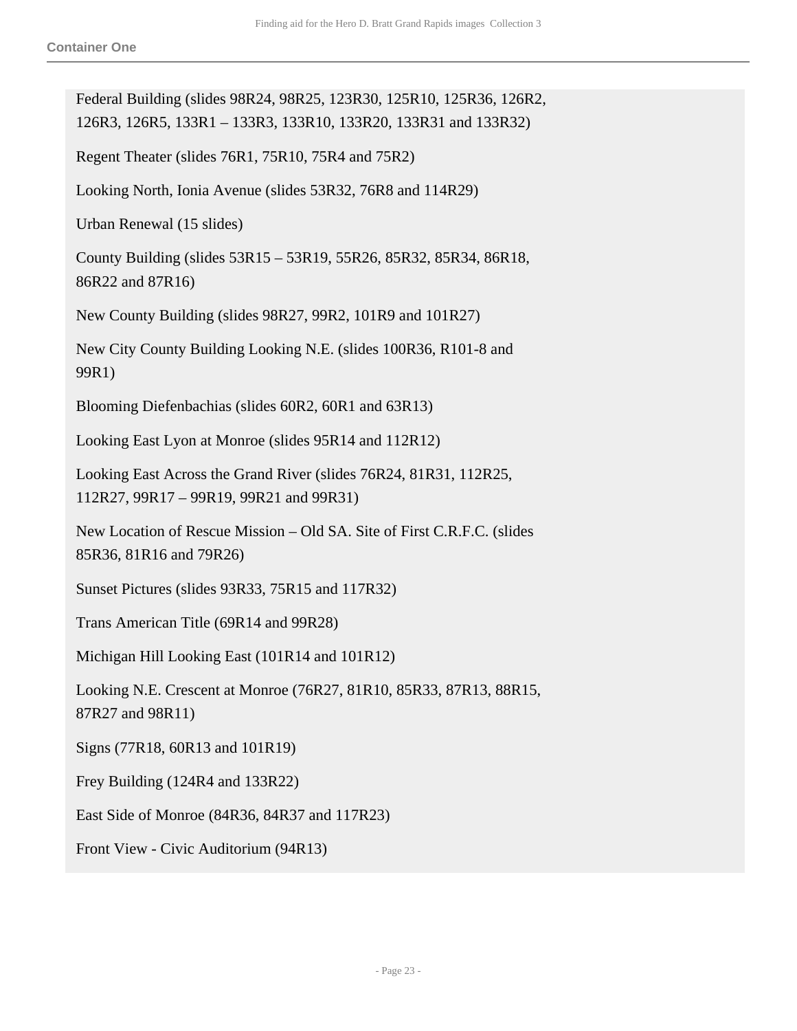Federal Building (slides 98R24, 98R25, 123R30, 125R10, 125R36, 126R2, 126R3, 126R5, 133R1 – 133R3, 133R10, 133R20, 133R31 and 133R32)

Regent Theater (slides 76R1, 75R10, 75R4 and 75R2)

Looking North, Ionia Avenue (slides 53R32, 76R8 and 114R29)

Urban Renewal (15 slides)

County Building (slides 53R15 – 53R19, 55R26, 85R32, 85R34, 86R18, 86R22 and 87R16)

New County Building (slides 98R27, 99R2, 101R9 and 101R27)

New City County Building Looking N.E. (slides 100R36, R101-8 and 99R1)

Blooming Diefenbachias (slides 60R2, 60R1 and 63R13)

Looking East Lyon at Monroe (slides 95R14 and 112R12)

Looking East Across the Grand River (slides 76R24, 81R31, 112R25, 112R27, 99R17 – 99R19, 99R21 and 99R31)

New Location of Rescue Mission – Old SA. Site of First C.R.F.C. (slides 85R36, 81R16 and 79R26)

Sunset Pictures (slides 93R33, 75R15 and 117R32)

Trans American Title (69R14 and 99R28)

Michigan Hill Looking East (101R14 and 101R12)

Looking N.E. Crescent at Monroe (76R27, 81R10, 85R33, 87R13, 88R15, 87R27 and 98R11)

Signs (77R18, 60R13 and 101R19)

Frey Building (124R4 and 133R22)

East Side of Monroe (84R36, 84R37 and 117R23)

Front View - Civic Auditorium (94R13)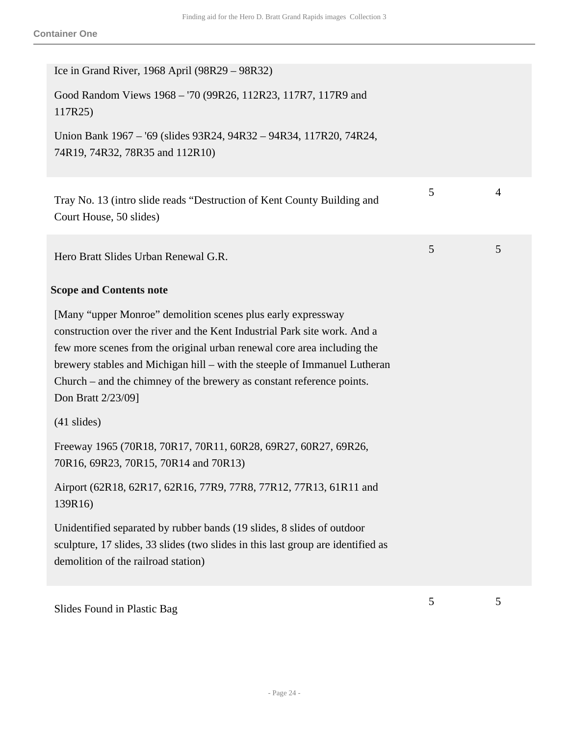**Container One**

Ice in Grand River, 1968 April (98R29 – 98R32)

Good Random Views 1968 – '70 (99R26, 112R23, 117R7, 117R9 and 117R25)

Union Bank 1967 – '69 (slides 93R24, 94R32 – 94R34, 117R20, 74R24, 74R19, 74R32, 78R35 and 112R10)

| | | |
|---|---|---|
| Tray No. 13 (intro slide reads "Destruction of Kent County Building and Court House, 50 slides) | 5 | 4 |
| Hero Bratt Slides Urban Renewal G.R. | 5 | 5 |

**Scope and Contents note**

[Many "upper Monroe" demolition scenes plus early expressway construction over the river and the Kent Industrial Park site work. And a few more scenes from the original urban renewal core area including the brewery stables and Michigan hill – with the steeple of Immanuel Lutheran Church – and the chimney of the brewery as constant reference points. Don Bratt 2/23/09]

(41 slides)

Freeway 1965 (70R18, 70R17, 70R11, 60R28, 69R27, 60R27, 69R26, 70R16, 69R23, 70R15, 70R14 and 70R13)

Airport (62R18, 62R17, 62R16, 77R9, 77R8, 77R12, 77R13, 61R11 and 139R16)

Unidentified separated by rubber bands (19 slides, 8 slides of outdoor sculpture, 17 slides, 33 slides (two slides in this last group are identified as demolition of the railroad station)

| | | |
|---|---|---|
| Slides Found in Plastic Bag | 5 | 5 |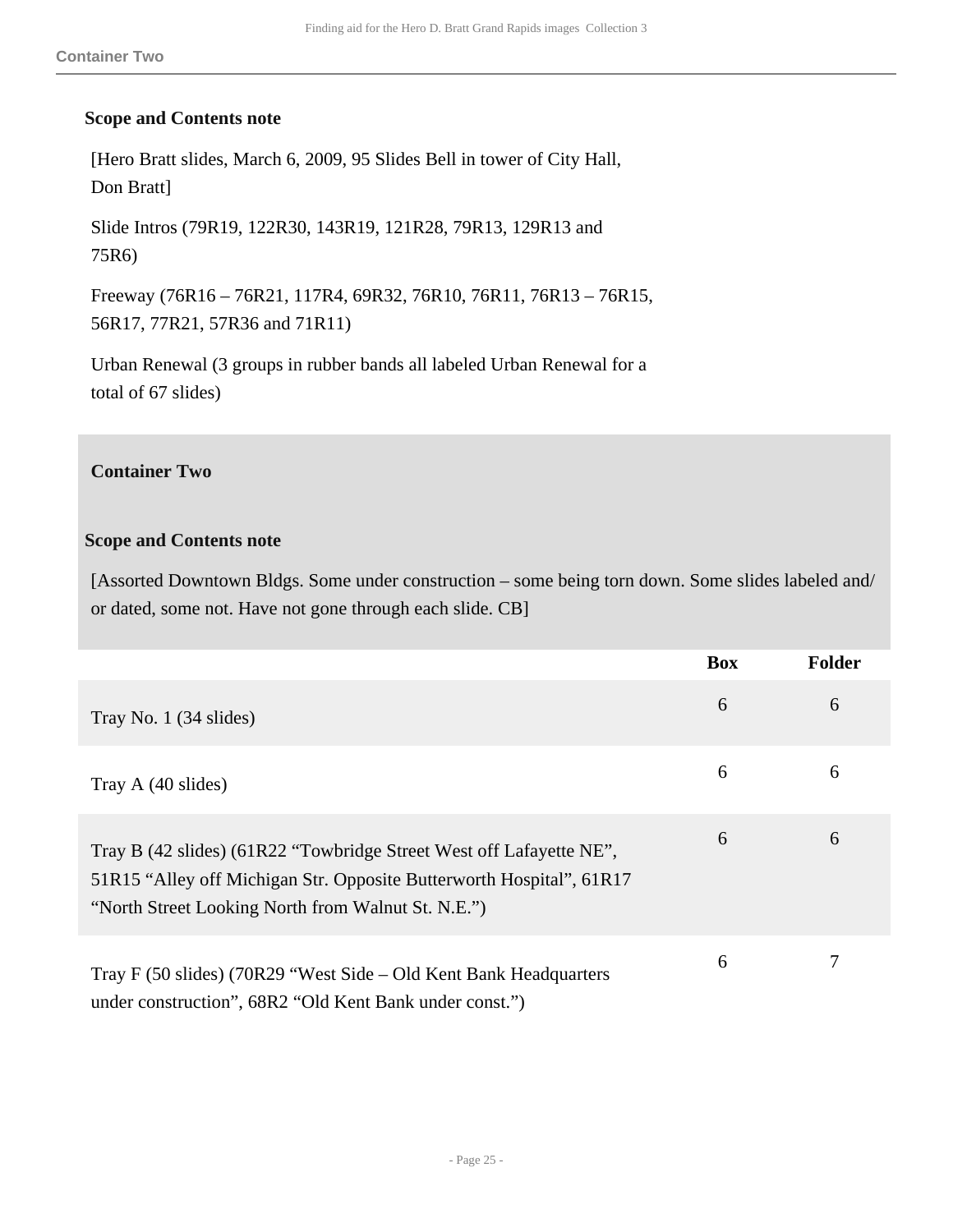**Scope and Contents note**

[Hero Bratt slides, March 6, 2009, 95 Slides Bell in tower of City Hall, Don Bratt]

Slide Intros (79R19, 122R30, 143R19, 121R28, 79R13, 129R13 and 75R6)

Freeway (76R16 – 76R21, 117R4, 69R32, 76R10, 76R11, 76R13 – 76R15, 56R17, 77R21, 57R36 and 71R11)

Urban Renewal (3 groups in rubber bands all labeled Urban Renewal for a total of 67 slides)

### Container Two

**Scope and Contents note**

[Assorted Downtown Bldgs. Some under construction – some being torn down. Some slides labeled and/or dated, some not. Have not gone through each slide. CB]

| | Box | Folder |
|---|---|---|
| Tray No. 1 (34 slides) | 6 | 6 |
| Tray A (40 slides) | 6 | 6 |
| Tray B (42 slides) (61R22 “Towbridge Street West off Lafayette NE”, 51R15 “Alley off Michigan Str. Opposite Butterworth Hospital”, 61R17 “North Street Looking North from Walnut St. N.E.”) | 6 | 6 |
| Tray F (50 slides) (70R29 “West Side – Old Kent Bank Headquarters under construction”, 68R2 “Old Kent Bank under const.”) | 6 | 7 |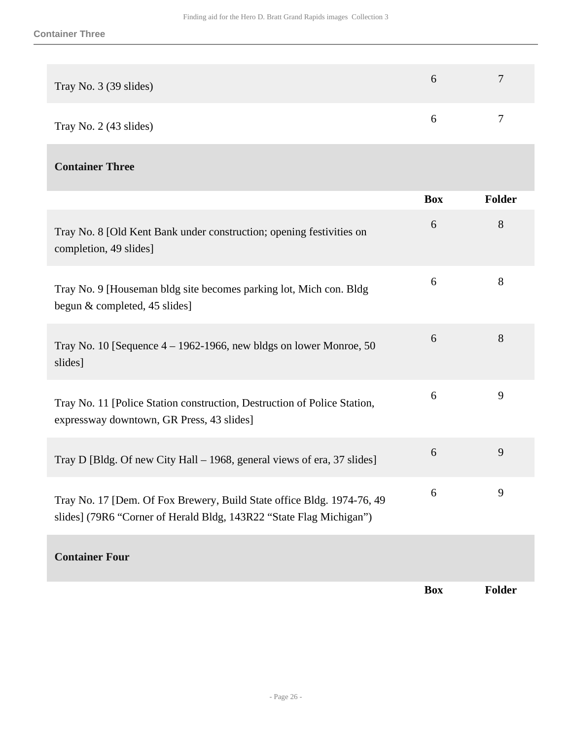| | Box | Folder |
|---|---|---|
| Tray No. 3 (39 slides) | 6 | 7 |
| Tray No. 2 (43 slides) | 6 | 7 |

## Container Three

| | Box | Folder |
|---|---|---|
| Tray No. 8 [Old Kent Bank under construction; opening festivities on completion, 49 slides] | 6 | 8 |
| Tray No. 9 [Houseman bldg site becomes parking lot, Mich con. Bldg begun & completed, 45 slides] | 6 | 8 |
| Tray No. 10 [Sequence 4 – 1962-1966, new bldgs on lower Monroe, 50 slides] | 6 | 8 |
| Tray No. 11 [Police Station construction, Destruction of Police Station, expressway downtown, GR Press, 43 slides] | 6 | 9 |
| Tray D [Bldg. Of new City Hall – 1968, general views of era, 37 slides] | 6 | 9 |
| Tray No. 17 [Dem. Of Fox Brewery, Build State office Bldg. 1974-76, 49 slides] (79R6 “Corner of Herald Bldg, 143R22 “State Flag Michigan”) | 6 | 9 |

## Container Four

| | Box | Folder |
|---|---|---|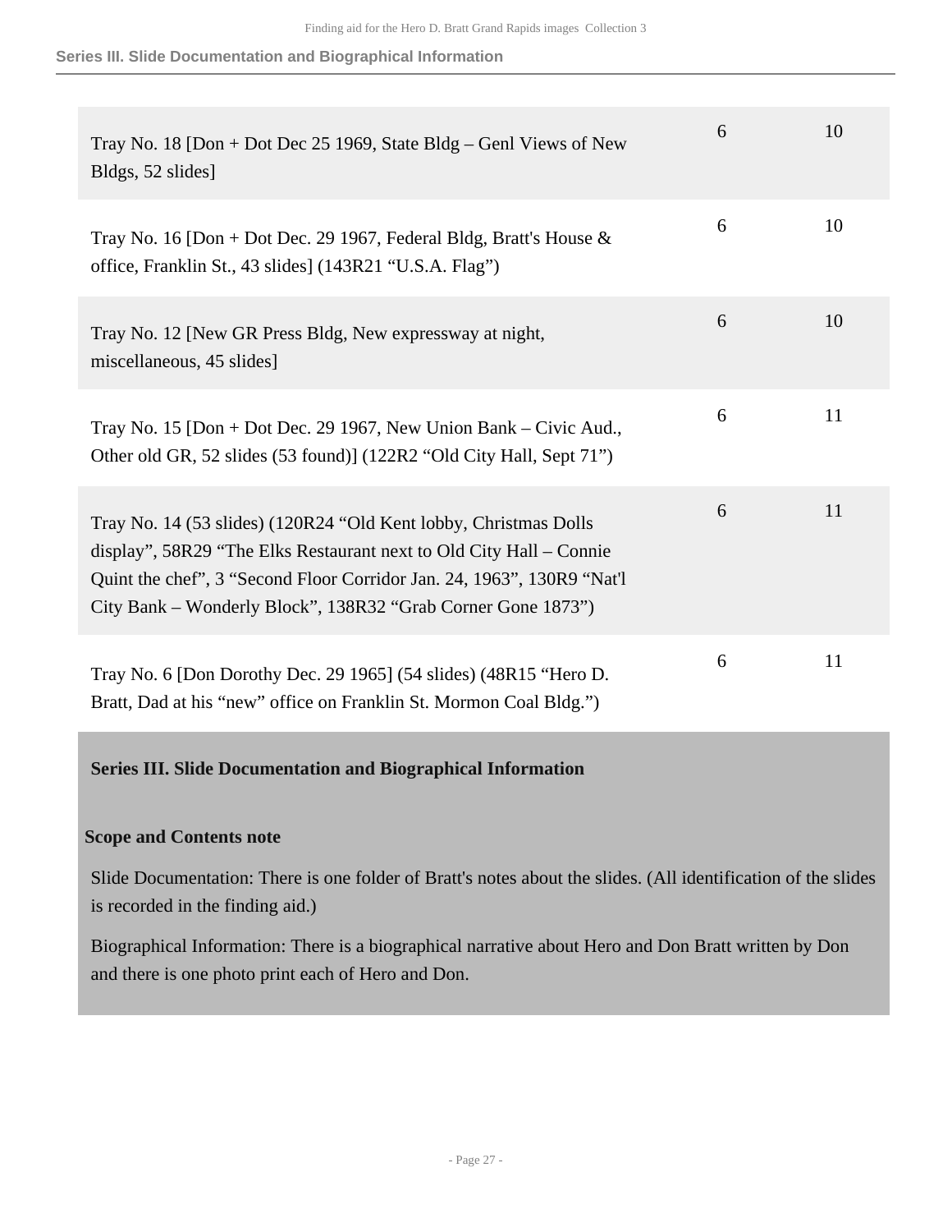| | | |
|---|---|---|
| Tray No. 18 [Don + Dot Dec 25 1969, State Bldg – Genl Views of New Bldgs, 52 slides] | 6 | 10 |
| Tray No. 16 [Don + Dot Dec. 29 1967, Federal Bldg, Bratt's House & office, Franklin St., 43 slides] (143R21 "U.S.A. Flag") | 6 | 10 |
| Tray No. 12 [New GR Press Bldg, New expressway at night, miscellaneous, 45 slides] | 6 | 10 |
| Tray No. 15 [Don + Dot Dec. 29 1967, New Union Bank – Civic Aud., Other old GR, 52 slides (53 found)] (122R2 "Old City Hall, Sept 71") | 6 | 11 |
| Tray No. 14 (53 slides) (120R24 "Old Kent lobby, Christmas Dolls display", 58R29 "The Elks Restaurant next to Old City Hall – Connie Quint the chef", 3 "Second Floor Corridor Jan. 24, 1963", 130R9 "Nat'l City Bank – Wonderly Block", 138R32 "Grab Corner Gone 1873") | 6 | 11 |
| Tray No. 6 [Don Dorothy Dec. 29 1965] (54 slides) (48R15 "Hero D. Bratt, Dad at his "new" office on Franklin St. Mormon Coal Bldg.") | 6 | 11 |

## Series III. Slide Documentation and Biographical Information

### Scope and Contents note

Slide Documentation: There is one folder of Bratt's notes about the slides. (All identification of the slides is recorded in the finding aid.)

Biographical Information: There is a biographical narrative about Hero and Don Bratt written by Don and there is one photo print each of Hero and Don.